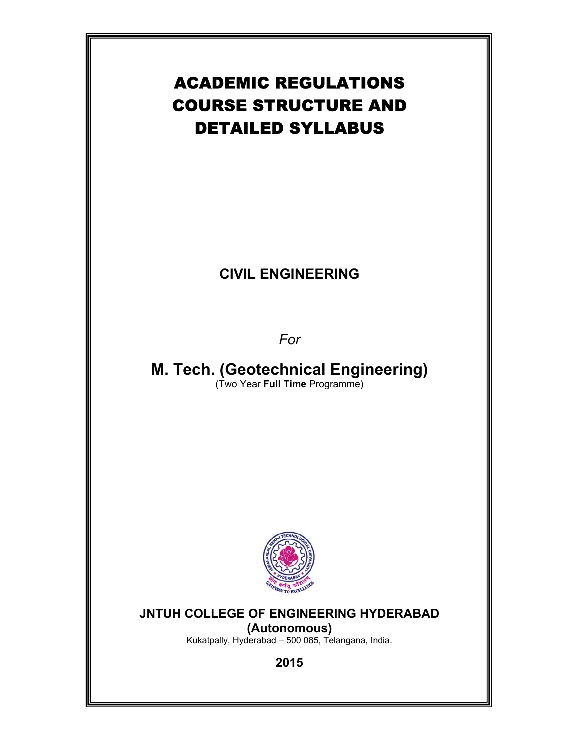# ACADEMIC REGULATIONS COURSE STRUCTURE AND DETAILED SYLLABUS

**CIVIL ENGINEERING**

*For*

## M. Tech. (Geotechnical Engineering)

(Two Year **Full Time** Programme)

**JNTUH COLLEGE OF ENGINEERING HYDERABAD**

**(Autonomous)**

Kukatpally, Hyderabad – 500 085, Telangana, India.

**2015**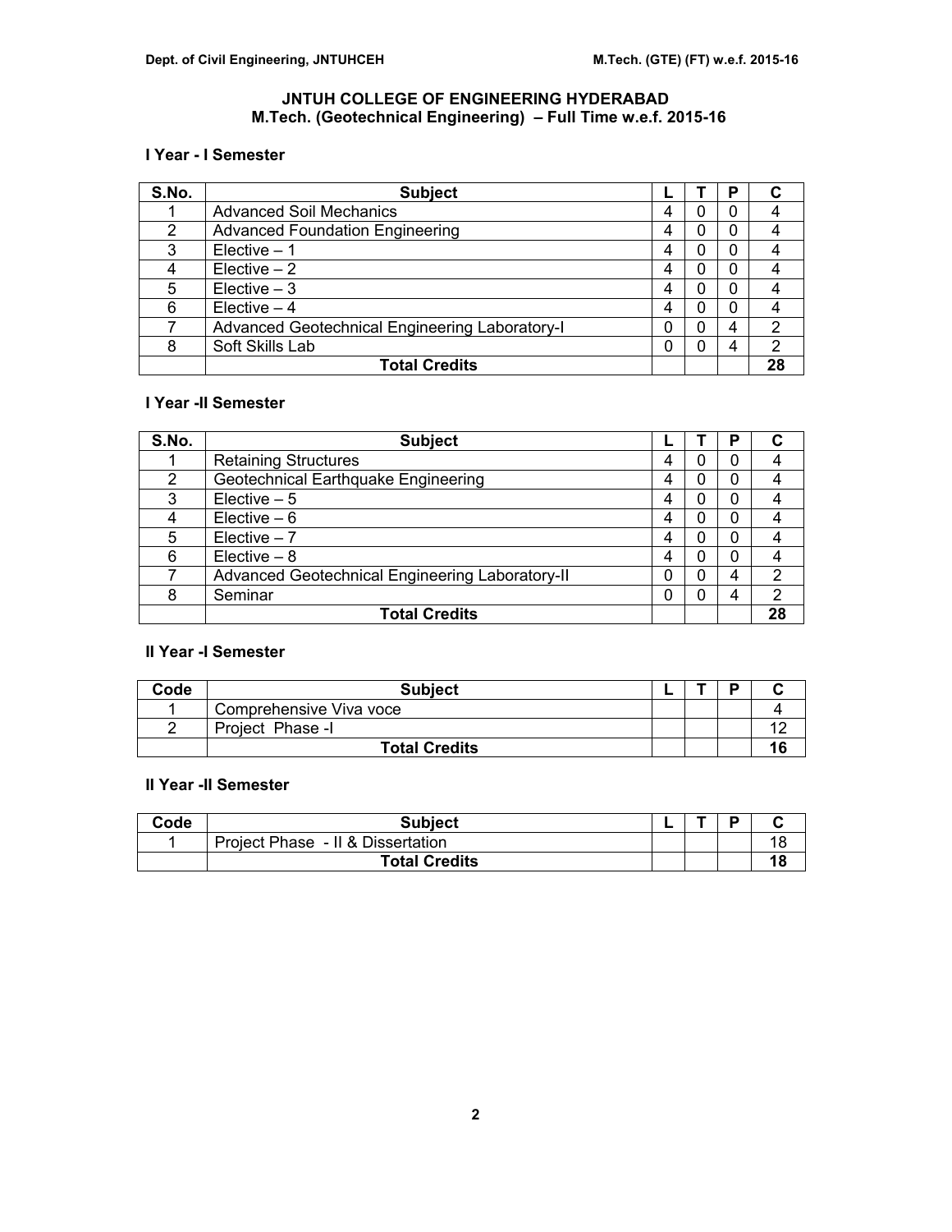# JNTUH COLLEGE OF ENGINEERING HYDERABAD
## M.Tech. (Geotechnical Engineering) – Full Time w.e.f. 2015-16

### I Year - I Semester

| S.No. | Subject | L | T | P | C |
|---|---|---|---|---|---|
| 1 | Advanced Soil Mechanics | 4 | 0 | 0 | 4 |
| 2 | Advanced Foundation Engineering | 4 | 0 | 0 | 4 |
| 3 | Elective – 1 | 4 | 0 | 0 | 4 |
| 4 | Elective – 2 | 4 | 0 | 0 | 4 |
| 5 | Elective – 3 | 4 | 0 | 0 | 4 |
| 6 | Elective – 4 | 4 | 0 | 0 | 4 |
| 7 | Advanced Geotechnical Engineering Laboratory-I | 0 | 0 | 4 | 2 |
| 8 | Soft Skills Lab | 0 | 0 | 4 | 2 |
| | **Total Credits** | | | | **28** |

### I Year -II Semester

| S.No. | Subject | L | T | P | C |
|---|---|---|---|---|---|
| 1 | Retaining Structures | 4 | 0 | 0 | 4 |
| 2 | Geotechnical Earthquake Engineering | 4 | 0 | 0 | 4 |
| 3 | Elective – 5 | 4 | 0 | 0 | 4 |
| 4 | Elective – 6 | 4 | 0 | 0 | 4 |
| 5 | Elective – 7 | 4 | 0 | 0 | 4 |
| 6 | Elective – 8 | 4 | 0 | 0 | 4 |
| 7 | Advanced Geotechnical Engineering Laboratory-II | 0 | 0 | 4 | 2 |
| 8 | Seminar | 0 | 0 | 4 | 2 |
| | **Total Credits** | | | | **28** |

### II Year -I Semester

| Code | Subject | L | T | P | C |
|---|---|---|---|---|---|
| 1 | Comprehensive Viva voce | | | | 4 |
| 2 | Project Phase -I | | | | 12 |
| | **Total Credits** | | | | **16** |

### II Year -II Semester

| Code | Subject | L | T | P | C |
|---|---|---|---|---|---|
| 1 | Project Phase - II & Dissertation | | | | 18 |
| | **Total Credits** | | | | **18** |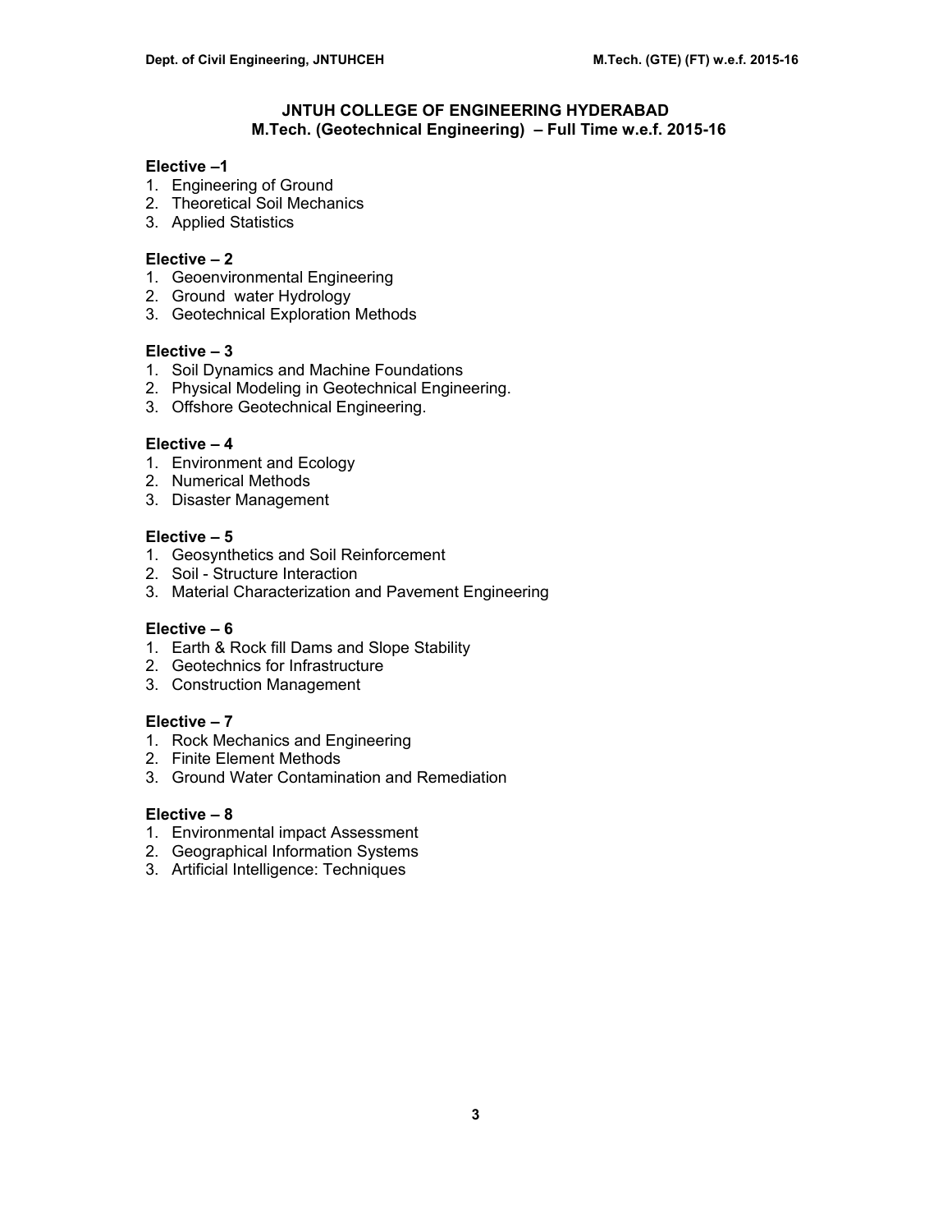# JNTUH COLLEGE OF ENGINEERING HYDERABAD
## M.Tech. (Geotechnical Engineering) – Full Time w.e.f. 2015-16

**Elective –1**
1. Engineering of Ground
2. Theoretical Soil Mechanics
3. Applied Statistics

**Elective – 2**
1. Geoenvironmental Engineering
2. Ground water Hydrology
3. Geotechnical Exploration Methods

**Elective – 3**
1. Soil Dynamics and Machine Foundations
2. Physical Modeling in Geotechnical Engineering.
3. Offshore Geotechnical Engineering.

**Elective – 4**
1. Environment and Ecology
2. Numerical Methods
3. Disaster Management

**Elective – 5**
1. Geosynthetics and Soil Reinforcement
2. Soil - Structure Interaction
3. Material Characterization and Pavement Engineering

**Elective – 6**
1. Earth & Rock fill Dams and Slope Stability
2. Geotechnics for Infrastructure
3. Construction Management

**Elective – 7**
1. Rock Mechanics and Engineering
2. Finite Element Methods
3. Ground Water Contamination and Remediation

**Elective – 8**
1. Environmental impact Assessment
2. Geographical Information Systems
3. Artificial Intelligence: Techniques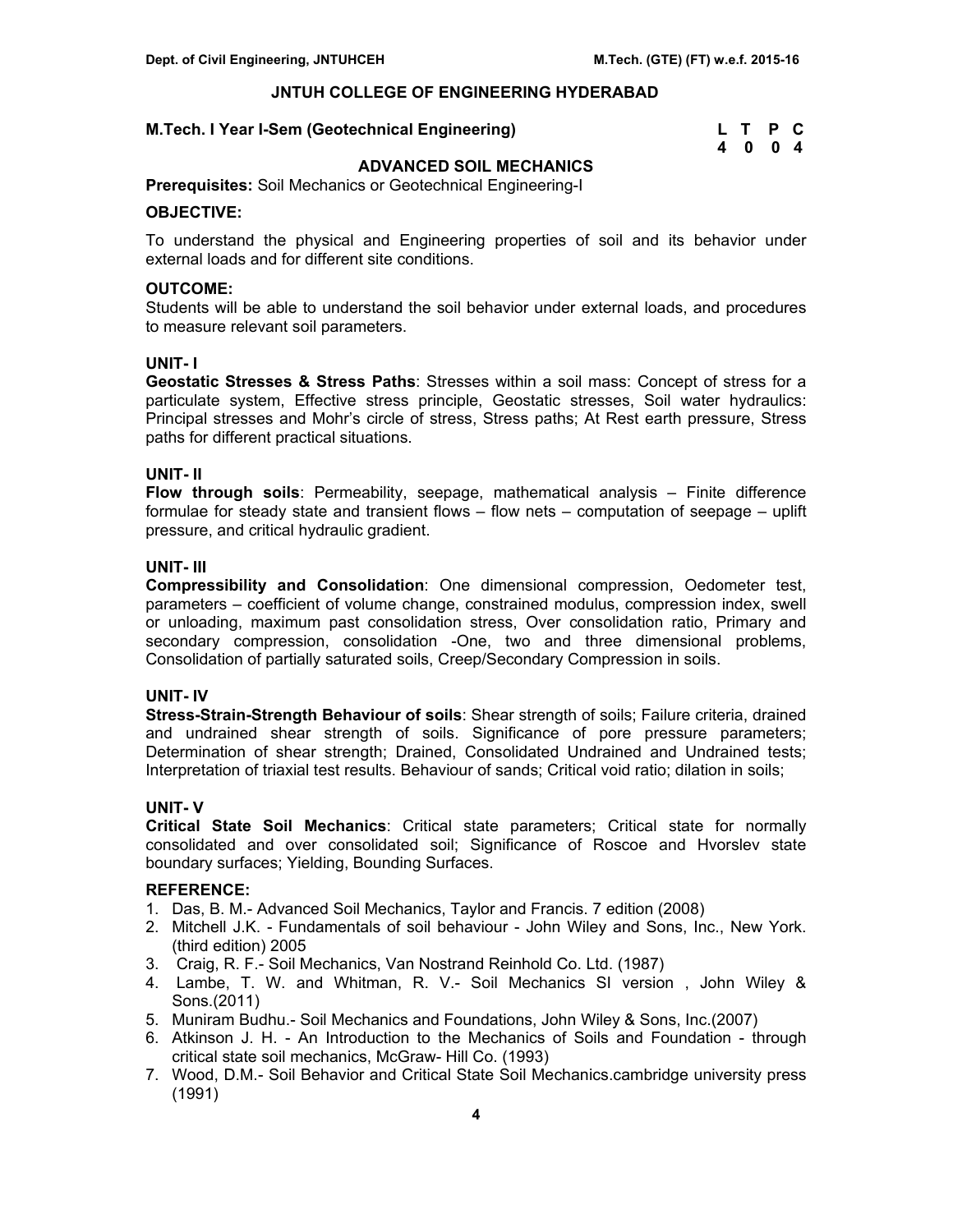## JNTUH COLLEGE OF ENGINEERING HYDERABAD

**M.Tech. I Year I-Sem (Geotechnical Engineering)**

| L | T | P | C |
|---|---|---|---|
| 4 | 0 | 0 | 4 |

## ADVANCED SOIL MECHANICS

**Prerequisites:** Soil Mechanics or Geotechnical Engineering-I

**OBJECTIVE:**

To understand the physical and Engineering properties of soil and its behavior under external loads and for different site conditions.

**OUTCOME:**

Students will be able to understand the soil behavior under external loads, and procedures to measure relevant soil parameters.

**UNIT- I**

**Geostatic Stresses & Stress Paths**: Stresses within a soil mass: Concept of stress for a particulate system, Effective stress principle, Geostatic stresses, Soil water hydraulics: Principal stresses and Mohr's circle of stress, Stress paths; At Rest earth pressure, Stress paths for different practical situations.

**UNIT- II**

**Flow through soils**: Permeability, seepage, mathematical analysis – Finite difference formulae for steady state and transient flows – flow nets – computation of seepage – uplift pressure, and critical hydraulic gradient.

**UNIT- III**

**Compressibility and Consolidation**: One dimensional compression, Oedometer test, parameters – coefficient of volume change, constrained modulus, compression index, swell or unloading, maximum past consolidation stress, Over consolidation ratio, Primary and secondary compression, consolidation -One, two and three dimensional problems, Consolidation of partially saturated soils, Creep/Secondary Compression in soils.

**UNIT- IV**

**Stress-Strain-Strength Behaviour of soils**: Shear strength of soils; Failure criteria, drained and undrained shear strength of soils. Significance of pore pressure parameters; Determination of shear strength; Drained, Consolidated Undrained and Undrained tests; Interpretation of triaxial test results. Behaviour of sands; Critical void ratio; dilation in soils;

**UNIT- V**

**Critical State Soil Mechanics**: Critical state parameters; Critical state for normally consolidated and over consolidated soil; Significance of Roscoe and Hvorslev state boundary surfaces; Yielding, Bounding Surfaces.

**REFERENCE:**

1. Das, B. M.- Advanced Soil Mechanics, Taylor and Francis. 7 edition (2008)
2. Mitchell J.K. - Fundamentals of soil behaviour - John Wiley and Sons, Inc., New York. (third edition) 2005
3. Craig, R. F.- Soil Mechanics, Van Nostrand Reinhold Co. Ltd. (1987)
4. Lambe, T. W. and Whitman, R. V.- Soil Mechanics SI version , John Wiley & Sons.(2011)
5. Muniram Budhu.- Soil Mechanics and Foundations, John Wiley & Sons, Inc.(2007)
6. Atkinson J. H. - An Introduction to the Mechanics of Soils and Foundation - through critical state soil mechanics, McGraw- Hill Co. (1993)
7. Wood, D.M.- Soil Behavior and Critical State Soil Mechanics.cambridge university press (1991)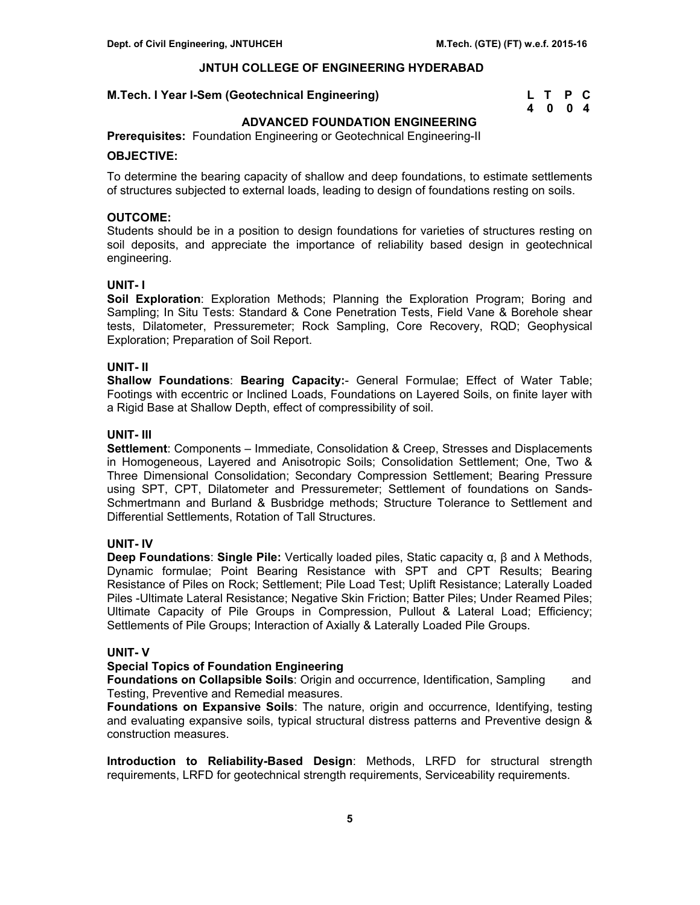## JNTUH COLLEGE OF ENGINEERING HYDERABAD

**M.Tech. I Year I-Sem (Geotechnical Engineering)**

| L | T | P | C |
|---|---|---|---|
| 4 | 0 | 0 | 4 |

### ADVANCED FOUNDATION ENGINEERING

**Prerequisites:** Foundation Engineering or Geotechnical Engineering-II

**OBJECTIVE:**

To determine the bearing capacity of shallow and deep foundations, to estimate settlements of structures subjected to external loads, leading to design of foundations resting on soils.

**OUTCOME:**

Students should be in a position to design foundations for varieties of structures resting on soil deposits, and appreciate the importance of reliability based design in geotechnical engineering.

**UNIT- I**

**Soil Exploration**: Exploration Methods; Planning the Exploration Program; Boring and Sampling; In Situ Tests: Standard & Cone Penetration Tests, Field Vane & Borehole shear tests, Dilatometer, Pressuremeter; Rock Sampling, Core Recovery, RQD; Geophysical Exploration; Preparation of Soil Report.

**UNIT- II**

**Shallow Foundations**: **Bearing Capacity:**- General Formulae; Effect of Water Table; Footings with eccentric or Inclined Loads, Foundations on Layered Soils, on finite layer with a Rigid Base at Shallow Depth, effect of compressibility of soil.

**UNIT- III**

**Settlement**: Components – Immediate, Consolidation & Creep, Stresses and Displacements in Homogeneous, Layered and Anisotropic Soils; Consolidation Settlement; One, Two & Three Dimensional Consolidation; Secondary Compression Settlement; Bearing Pressure using SPT, CPT, Dilatometer and Pressuremeter; Settlement of foundations on Sands-Schmertmann and Burland & Busbridge methods; Structure Tolerance to Settlement and Differential Settlements, Rotation of Tall Structures.

**UNIT- IV**

**Deep Foundations**: **Single Pile:** Vertically loaded piles, Static capacity α, β and λ Methods, Dynamic formulae; Point Bearing Resistance with SPT and CPT Results; Bearing Resistance of Piles on Rock; Settlement; Pile Load Test; Uplift Resistance; Laterally Loaded Piles -Ultimate Lateral Resistance; Negative Skin Friction; Batter Piles; Under Reamed Piles; Ultimate Capacity of Pile Groups in Compression, Pullout & Lateral Load; Efficiency; Settlements of Pile Groups; Interaction of Axially & Laterally Loaded Pile Groups.

**UNIT- V**

**Special Topics of Foundation Engineering**

**Foundations on Collapsible Soils**: Origin and occurrence, Identification, Sampling and Testing, Preventive and Remedial measures.

**Foundations on Expansive Soils**: The nature, origin and occurrence, Identifying, testing and evaluating expansive soils, typical structural distress patterns and Preventive design & construction measures.

**Introduction to Reliability-Based Design**: Methods, LRFD for structural strength requirements, LRFD for geotechnical strength requirements, Serviceability requirements.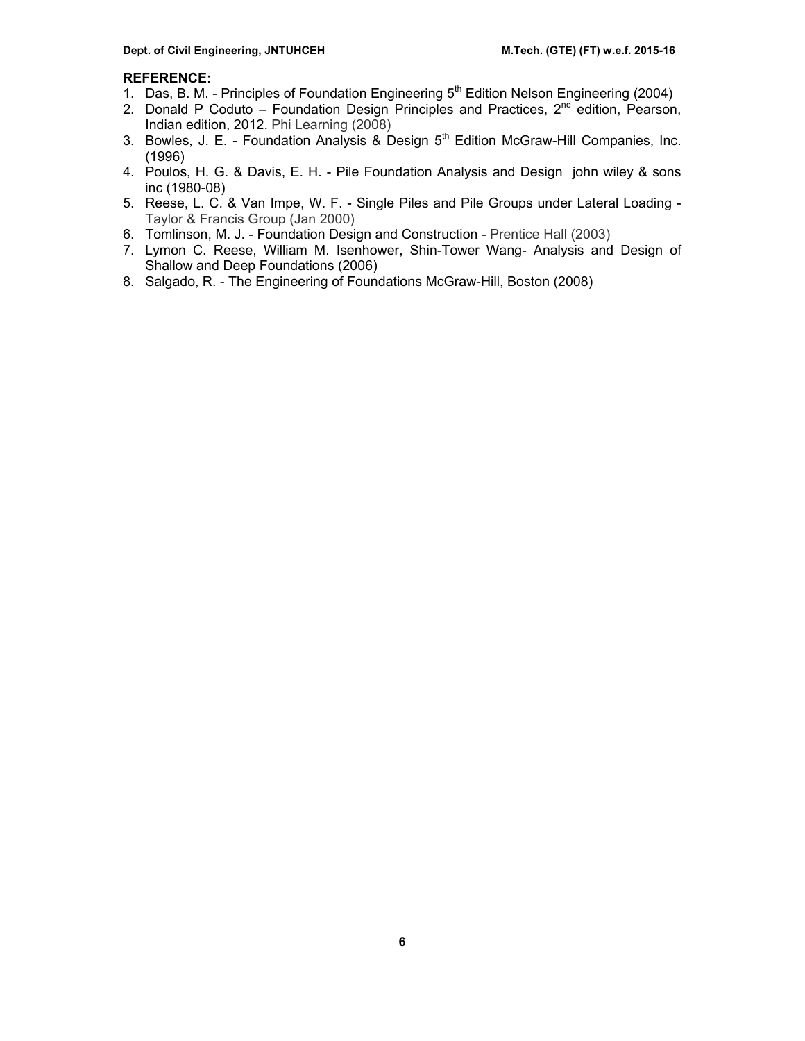**REFERENCE:**

1. Das, B. M. - Principles of Foundation Engineering 5$^{th}$ Edition Nelson Engineering (2004)
2. Donald P Coduto – Foundation Design Principles and Practices, 2$^{nd}$ edition, Pearson, Indian edition, 2012. Phi Learning (2008)
3. Bowles, J. E. - Foundation Analysis & Design 5$^{th}$ Edition McGraw-Hill Companies, Inc. (1996)
4. Poulos, H. G. & Davis, E. H. - Pile Foundation Analysis and Design john wiley & sons inc (1980-08)
5. Reese, L. C. & Van Impe, W. F. - Single Piles and Pile Groups under Lateral Loading - Taylor & Francis Group (Jan 2000)
6. Tomlinson, M. J. - Foundation Design and Construction - Prentice Hall (2003)
7. Lymon C. Reese, William M. Isenhower, Shin-Tower Wang- Analysis and Design of Shallow and Deep Foundations (2006)
8. Salgado, R. - The Engineering of Foundations McGraw-Hill, Boston (2008)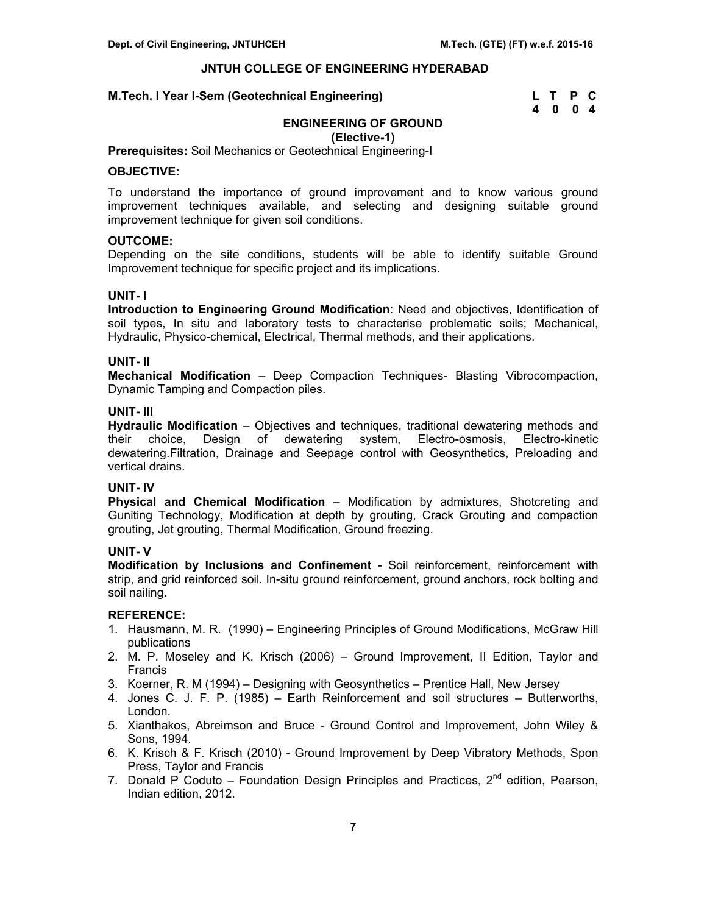## JNTUH COLLEGE OF ENGINEERING HYDERABAD

**M.Tech. I Year I-Sem (Geotechnical Engineering)**

| L | T | P | C |
|---|---|---|---|
| 4 | 0 | 0 | 4 |

### ENGINEERING OF GROUND
**(Elective-1)**

**Prerequisites:** Soil Mechanics or Geotechnical Engineering-I

**OBJECTIVE:**

To understand the importance of ground improvement and to know various ground improvement techniques available, and selecting and designing suitable ground improvement technique for given soil conditions.

**OUTCOME:**

Depending on the site conditions, students will be able to identify suitable Ground Improvement technique for specific project and its implications.

**UNIT- I**

**Introduction to Engineering Ground Modification**: Need and objectives, Identification of soil types, In situ and laboratory tests to characterise problematic soils; Mechanical, Hydraulic, Physico-chemical, Electrical, Thermal methods, and their applications.

**UNIT- II**

**Mechanical Modification** – Deep Compaction Techniques- Blasting Vibrocompaction, Dynamic Tamping and Compaction piles.

**UNIT- III**

**Hydraulic Modification** – Objectives and techniques, traditional dewatering methods and their choice, Design of dewatering system, Electro-osmosis, Electro-kinetic dewatering.Filtration, Drainage and Seepage control with Geosynthetics, Preloading and vertical drains.

**UNIT- IV**

**Physical and Chemical Modification** – Modification by admixtures, Shotcreting and Guniting Technology, Modification at depth by grouting, Crack Grouting and compaction grouting, Jet grouting, Thermal Modification, Ground freezing.

**UNIT- V**

**Modification by Inclusions and Confinement** - Soil reinforcement, reinforcement with strip, and grid reinforced soil. In-situ ground reinforcement, ground anchors, rock bolting and soil nailing.

**REFERENCE:**

1. Hausmann, M. R. (1990) – Engineering Principles of Ground Modifications, McGraw Hill publications
2. M. P. Moseley and K. Krisch (2006) – Ground Improvement, II Edition, Taylor and Francis
3. Koerner, R. M (1994) – Designing with Geosynthetics – Prentice Hall, New Jersey
4. Jones C. J. F. P. (1985) – Earth Reinforcement and soil structures – Butterworths, London.
5. Xianthakos, Abreimson and Bruce - Ground Control and Improvement, John Wiley & Sons, 1994.
6. K. Krisch & F. Krisch (2010) - Ground Improvement by Deep Vibratory Methods, Spon Press, Taylor and Francis
7. Donald P Coduto – Foundation Design Principles and Practices, 2nd edition, Pearson, Indian edition, 2012.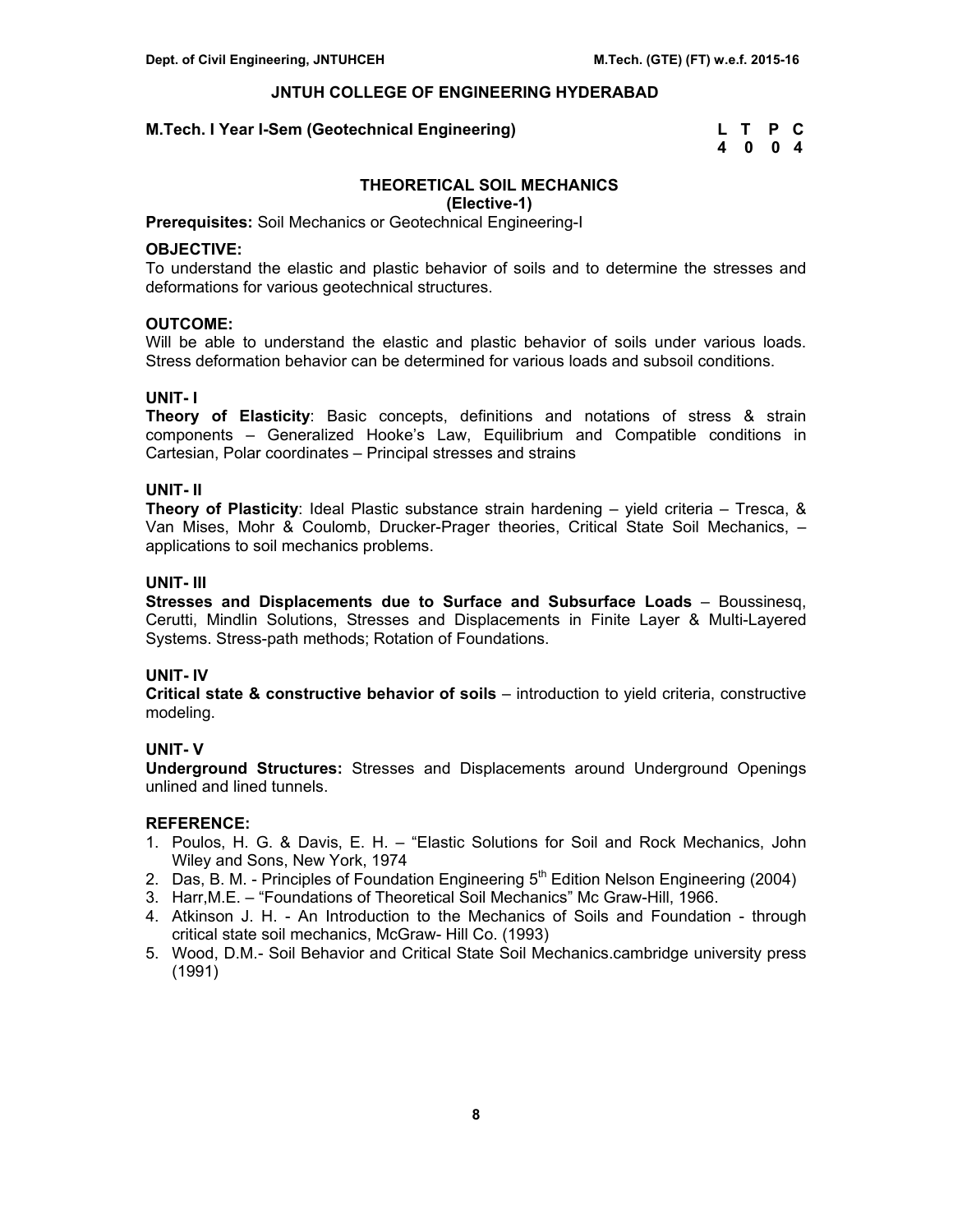# JNTUH COLLEGE OF ENGINEERING HYDERABAD

**M.Tech. I Year I-Sem (Geotechnical Engineering)**

| L | T | P | C |
|---|---|---|---|
| 4 | 0 | 0 | 4 |

## THEORETICAL SOIL MECHANICS
### (Elective-1)

**Prerequisites:** Soil Mechanics or Geotechnical Engineering-I

**OBJECTIVE:**
To understand the elastic and plastic behavior of soils and to determine the stresses and deformations for various geotechnical structures.

**OUTCOME:**
Will be able to understand the elastic and plastic behavior of soils under various loads. Stress deformation behavior can be determined for various loads and subsoil conditions.

**UNIT- I**
**Theory of Elasticity**: Basic concepts, definitions and notations of stress & strain components – Generalized Hooke's Law, Equilibrium and Compatible conditions in Cartesian, Polar coordinates – Principal stresses and strains

**UNIT- II**
**Theory of Plasticity**: Ideal Plastic substance strain hardening – yield criteria – Tresca, & Van Mises, Mohr & Coulomb, Drucker-Prager theories, Critical State Soil Mechanics, – applications to soil mechanics problems.

**UNIT- III**
**Stresses and Displacements due to Surface and Subsurface Loads** – Boussinesq, Cerutti, Mindlin Solutions, Stresses and Displacements in Finite Layer & Multi-Layered Systems. Stress-path methods; Rotation of Foundations.

**UNIT- IV**
**Critical state & constructive behavior of soils** – introduction to yield criteria, constructive modeling.

**UNIT- V**
**Underground Structures:** Stresses and Displacements around Underground Openings unlined and lined tunnels.

**REFERENCE:**
1. Poulos, H. G. & Davis, E. H. – "Elastic Solutions for Soil and Rock Mechanics, John Wiley and Sons, New York, 1974
2. Das, B. M. - Principles of Foundation Engineering 5th Edition Nelson Engineering (2004)
3. Harr,M.E. – "Foundations of Theoretical Soil Mechanics" Mc Graw-Hill, 1966.
4. Atkinson J. H. - An Introduction to the Mechanics of Soils and Foundation - through critical state soil mechanics, McGraw- Hill Co. (1993)
5. Wood, D.M.- Soil Behavior and Critical State Soil Mechanics.cambridge university press (1991)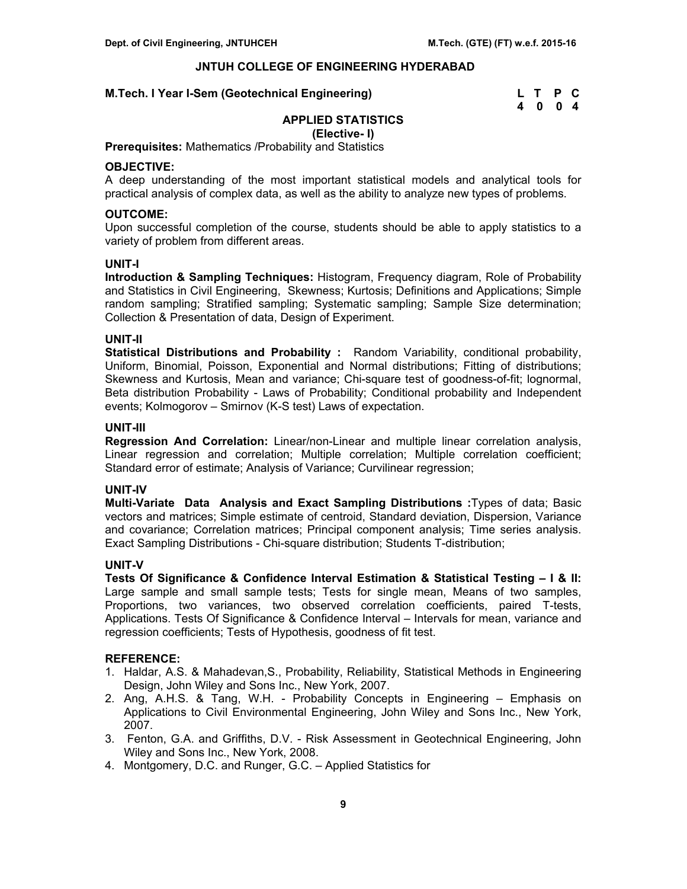## JNTUH COLLEGE OF ENGINEERING HYDERABAD

**M.Tech. I Year I-Sem (Geotechnical Engineering)**

| L | T | P | C |
|---|---|---|---|
| 4 | 0 | 0 | 4 |

### APPLIED STATISTICS
**(Elective- I)**

**Prerequisites:** Mathematics /Probability and Statistics

**OBJECTIVE:**
A deep understanding of the most important statistical models and analytical tools for practical analysis of complex data, as well as the ability to analyze new types of problems.

**OUTCOME:**
Upon successful completion of the course, students should be able to apply statistics to a variety of problem from different areas.

**UNIT-I**
**Introduction & Sampling Techniques:** Histogram, Frequency diagram, Role of Probability and Statistics in Civil Engineering, Skewness; Kurtosis; Definitions and Applications; Simple random sampling; Stratified sampling; Systematic sampling; Sample Size determination; Collection & Presentation of data, Design of Experiment.

**UNIT-II**
**Statistical Distributions and Probability :** Random Variability, conditional probability, Uniform, Binomial, Poisson, Exponential and Normal distributions; Fitting of distributions; Skewness and Kurtosis, Mean and variance; Chi-square test of goodness-of-fit; lognormal, Beta distribution Probability - Laws of Probability; Conditional probability and Independent events; Kolmogorov – Smirnov (K-S test) Laws of expectation.

**UNIT-III**
**Regression And Correlation:** Linear/non-Linear and multiple linear correlation analysis, Linear regression and correlation; Multiple correlation; Multiple correlation coefficient; Standard error of estimate; Analysis of Variance; Curvilinear regression;

**UNIT-IV**
**Multi-Variate Data Analysis and Exact Sampling Distributions :**Types of data; Basic vectors and matrices; Simple estimate of centroid, Standard deviation, Dispersion, Variance and covariance; Correlation matrices; Principal component analysis; Time series analysis. Exact Sampling Distributions - Chi-square distribution; Students T-distribution;

**UNIT-V**
**Tests Of Significance & Confidence Interval Estimation & Statistical Testing – I & II:** Large sample and small sample tests; Tests for single mean, Means of two samples, Proportions, two variances, two observed correlation coefficients, paired T-tests, Applications. Tests Of Significance & Confidence Interval – Intervals for mean, variance and regression coefficients; Tests of Hypothesis, goodness of fit test.

**REFERENCE:**
1. Haldar, A.S. & Mahadevan,S., Probability, Reliability, Statistical Methods in Engineering Design, John Wiley and Sons Inc., New York, 2007.
2. Ang, A.H.S. & Tang, W.H. - Probability Concepts in Engineering – Emphasis on Applications to Civil Environmental Engineering, John Wiley and Sons Inc., New York, 2007.
3. Fenton, G.A. and Griffiths, D.V. - Risk Assessment in Geotechnical Engineering, John Wiley and Sons Inc., New York, 2008.
4. Montgomery, D.C. and Runger, G.C. – Applied Statistics for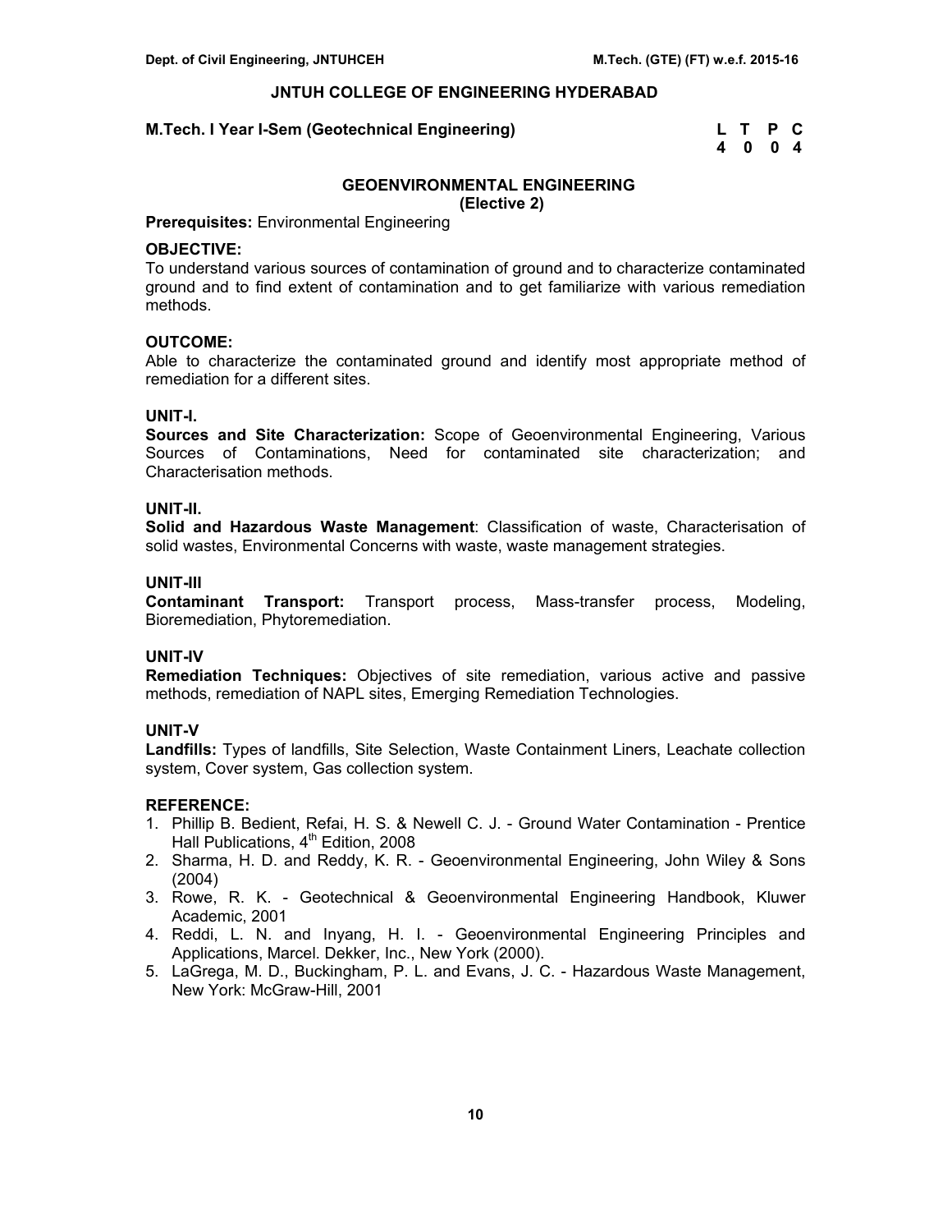## JNTUH COLLEGE OF ENGINEERING HYDERABAD

**M.Tech. I Year I-Sem (Geotechnical Engineering)**

| L | T | P | C |
|---|---|---|---|
| 4 | 0 | 0 | 4 |

### GEOENVIRONMENTAL ENGINEERING
**(Elective 2)**

**Prerequisites:** Environmental Engineering

**OBJECTIVE:**
To understand various sources of contamination of ground and to characterize contaminated ground and to find extent of contamination and to get familiarize with various remediation methods.

**OUTCOME:**
Able to characterize the contaminated ground and identify most appropriate method of remediation for a different sites.

**UNIT-I.**
**Sources and Site Characterization:** Scope of Geoenvironmental Engineering, Various Sources of Contaminations, Need for contaminated site characterization; and Characterisation methods.

**UNIT-II.**
**Solid and Hazardous Waste Management**: Classification of waste, Characterisation of solid wastes, Environmental Concerns with waste, waste management strategies.

**UNIT-III**
**Contaminant Transport:** Transport process, Mass-transfer process, Modeling, Bioremediation, Phytoremediation.

**UNIT-IV**
**Remediation Techniques:** Objectives of site remediation, various active and passive methods, remediation of NAPL sites, Emerging Remediation Technologies.

**UNIT-V**
**Landfills:** Types of landfills, Site Selection, Waste Containment Liners, Leachate collection system, Cover system, Gas collection system.

**REFERENCE:**
1. Phillip B. Bedient, Refai, H. S. & Newell C. J. - Ground Water Contamination - Prentice Hall Publications, 4th Edition, 2008
2. Sharma, H. D. and Reddy, K. R. - Geoenvironmental Engineering, John Wiley & Sons (2004)
3. Rowe, R. K. - Geotechnical & Geoenvironmental Engineering Handbook, Kluwer Academic, 2001
4. Reddi, L. N. and Inyang, H. I. - Geoenvironmental Engineering Principles and Applications, Marcel. Dekker, Inc., New York (2000).
5. LaGrega, M. D., Buckingham, P. L. and Evans, J. C. - Hazardous Waste Management, New York: McGraw-Hill, 2001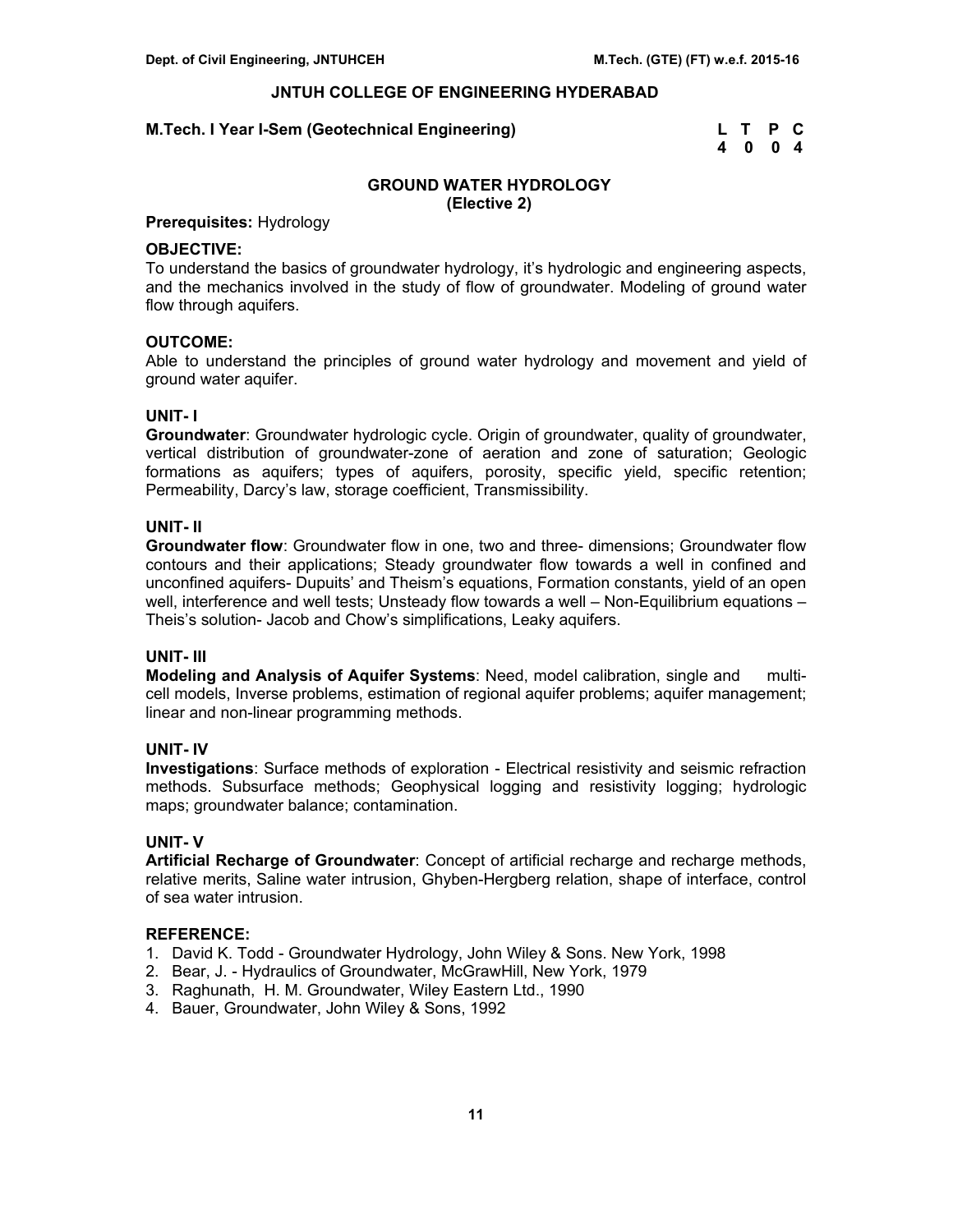# JNTUH COLLEGE OF ENGINEERING HYDERABAD

**M.Tech. I Year I-Sem (Geotechnical Engineering)**

| L | T | P | C |
|---|---|---|---|
| 4 | 0 | 0 | 4 |

## GROUND WATER HYDROLOGY
**(Elective 2)**

**Prerequisites:** Hydrology

**OBJECTIVE:**
To understand the basics of groundwater hydrology, it's hydrologic and engineering aspects, and the mechanics involved in the study of flow of groundwater. Modeling of ground water flow through aquifers.

**OUTCOME:**
Able to understand the principles of ground water hydrology and movement and yield of ground water aquifer.

**UNIT- I**
**Groundwater**: Groundwater hydrologic cycle. Origin of groundwater, quality of groundwater, vertical distribution of groundwater-zone of aeration and zone of saturation; Geologic formations as aquifers; types of aquifers, porosity, specific yield, specific retention; Permeability, Darcy's law, storage coefficient, Transmissibility.

**UNIT- II**
**Groundwater flow**: Groundwater flow in one, two and three- dimensions; Groundwater flow contours and their applications; Steady groundwater flow towards a well in confined and unconfined aquifers- Dupuits' and Theism's equations, Formation constants, yield of an open well, interference and well tests; Unsteady flow towards a well – Non-Equilibrium equations – Theis's solution- Jacob and Chow's simplifications, Leaky aquifers.

**UNIT- III**
**Modeling and Analysis of Aquifer Systems**: Need, model calibration, single and multi-cell models, Inverse problems, estimation of regional aquifer problems; aquifer management; linear and non-linear programming methods.

**UNIT- IV**
**Investigations**: Surface methods of exploration - Electrical resistivity and seismic refraction methods. Subsurface methods; Geophysical logging and resistivity logging; hydrologic maps; groundwater balance; contamination.

**UNIT- V**
**Artificial Recharge of Groundwater**: Concept of artificial recharge and recharge methods, relative merits, Saline water intrusion, Ghyben-Hergberg relation, shape of interface, control of sea water intrusion.

**REFERENCE:**
1. David K. Todd - Groundwater Hydrology, John Wiley & Sons. New York, 1998
2. Bear, J. - Hydraulics of Groundwater, McGrawHill, New York, 1979
3. Raghunath, H. M. Groundwater, Wiley Eastern Ltd., 1990
4. Bauer, Groundwater, John Wiley & Sons, 1992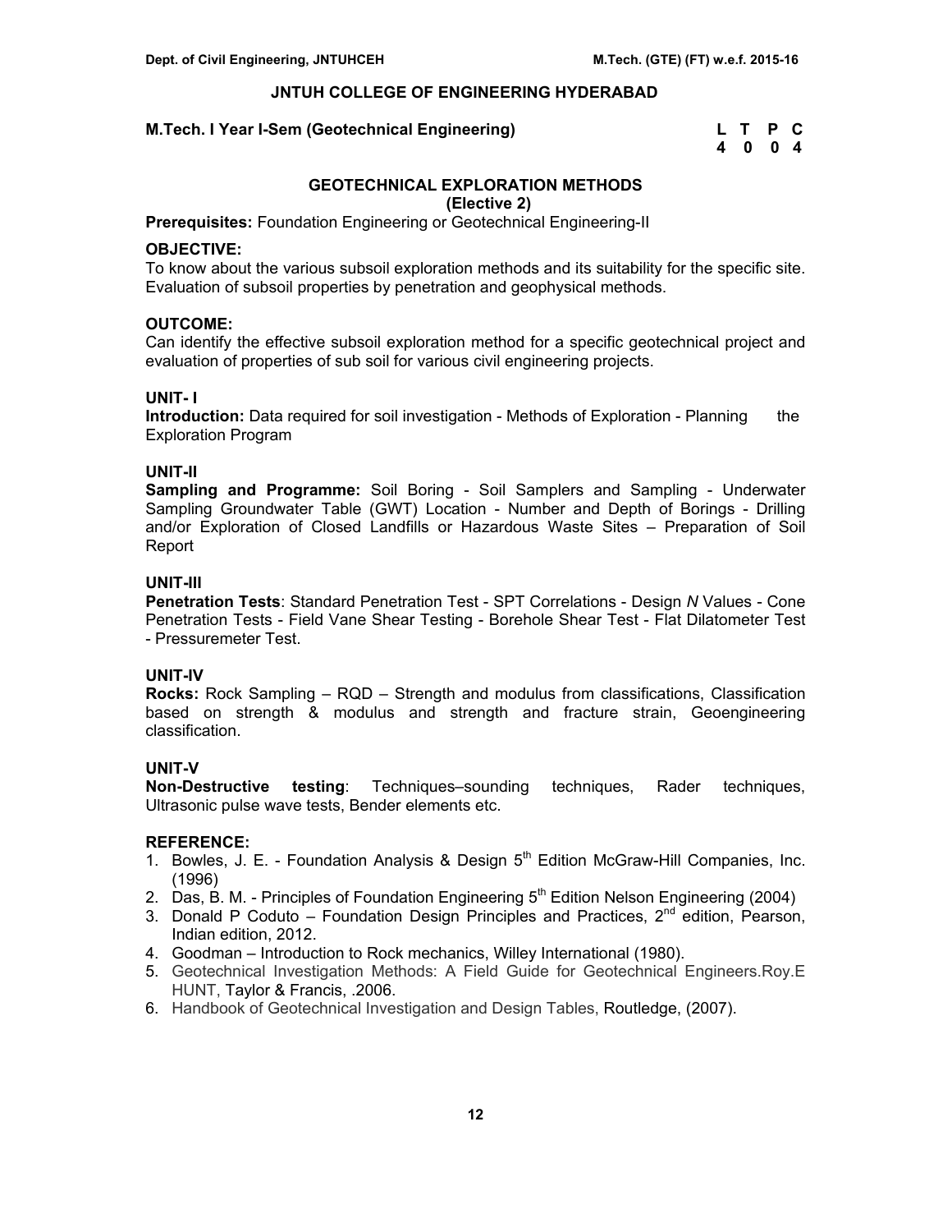## JNTUH COLLEGE OF ENGINEERING HYDERABAD

**M.Tech. I Year I-Sem (Geotechnical Engineering)**

| L | T | P | C |
|---|---|---|---|
| 4 | 0 | 0 | 4 |

### GEOTECHNICAL EXPLORATION METHODS
**(Elective 2)**

**Prerequisites:** Foundation Engineering or Geotechnical Engineering-II

**OBJECTIVE:**
To know about the various subsoil exploration methods and its suitability for the specific site. Evaluation of subsoil properties by penetration and geophysical methods.

**OUTCOME:**
Can identify the effective subsoil exploration method for a specific geotechnical project and evaluation of properties of sub soil for various civil engineering projects.

**UNIT- I**
**Introduction:** Data required for soil investigation - Methods of Exploration - Planning the Exploration Program

**UNIT-II**
**Sampling and Programme:** Soil Boring - Soil Samplers and Sampling - Underwater Sampling Groundwater Table (GWT) Location - Number and Depth of Borings - Drilling and/or Exploration of Closed Landfills or Hazardous Waste Sites – Preparation of Soil Report

**UNIT-III**
**Penetration Tests**: Standard Penetration Test - SPT Correlations - Design *N* Values - Cone Penetration Tests - Field Vane Shear Testing - Borehole Shear Test - Flat Dilatometer Test - Pressuremeter Test.

**UNIT-IV**
**Rocks:** Rock Sampling – RQD – Strength and modulus from classifications, Classification based on strength & modulus and strength and fracture strain, Geoengineering classification.

**UNIT-V**
**Non-Destructive testing**: Techniques–sounding techniques, Rader techniques, Ultrasonic pulse wave tests, Bender elements etc.

**REFERENCE:**

1. Bowles, J. E. - Foundation Analysis & Design 5th Edition McGraw-Hill Companies, Inc. (1996)
2. Das, B. M. - Principles of Foundation Engineering 5th Edition Nelson Engineering (2004)
3. Donald P Coduto – Foundation Design Principles and Practices, 2nd edition, Pearson, Indian edition, 2012.
4. Goodman – Introduction to Rock mechanics, Willey International (1980).
5. Geotechnical Investigation Methods: A Field Guide for Geotechnical Engineers.Roy.E HUNT, Taylor & Francis, .2006.
6. Handbook of Geotechnical Investigation and Design Tables, Routledge, (2007).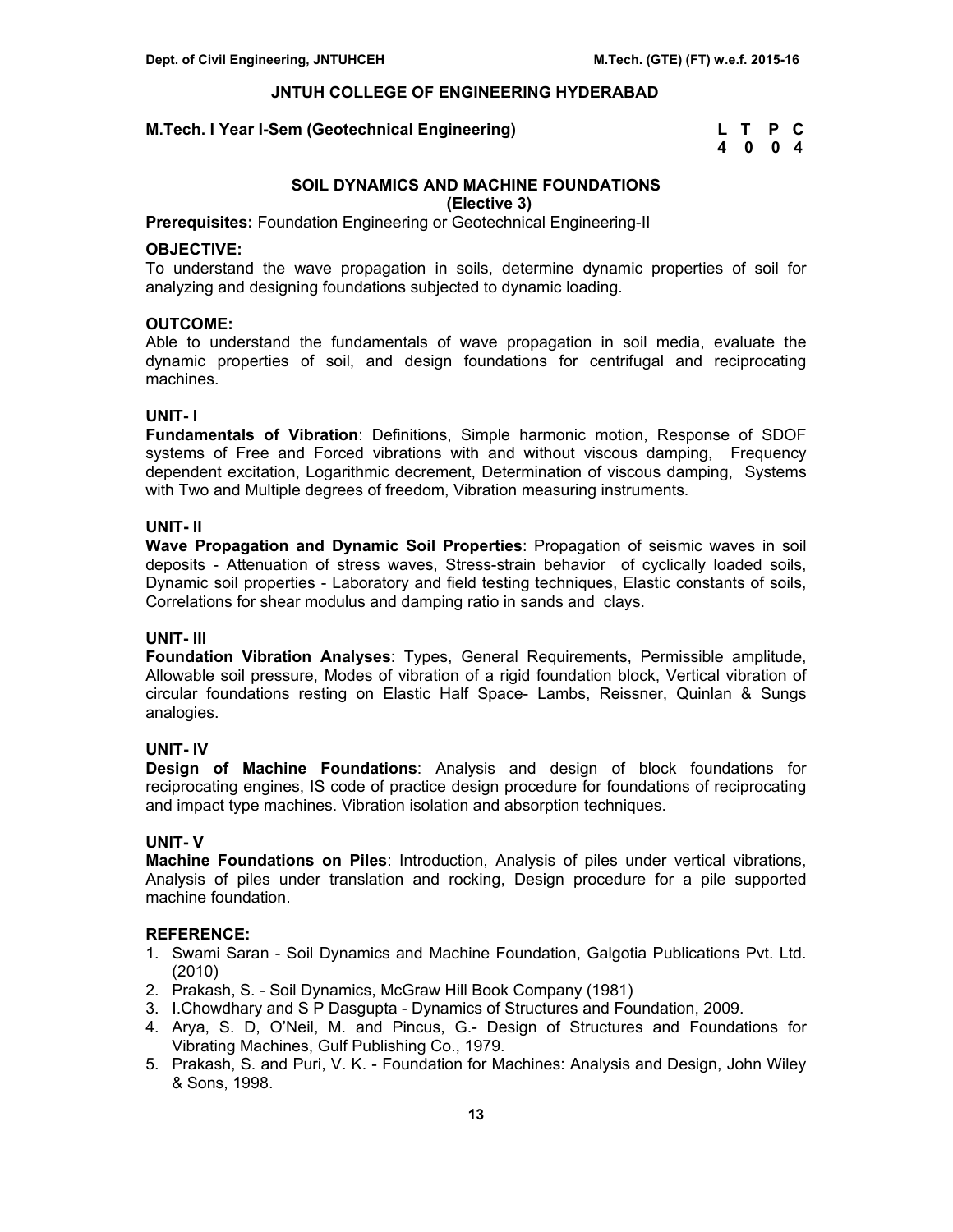## JNTUH COLLEGE OF ENGINEERING HYDERABAD

**M.Tech. I Year I-Sem (Geotechnical Engineering)**

| L | T | P | C |
|---|---|---|---|
| 4 | 0 | 0 | 4 |

### SOIL DYNAMICS AND MACHINE FOUNDATIONS
**(Elective 3)**

**Prerequisites:** Foundation Engineering or Geotechnical Engineering-II

**OBJECTIVE:**
To understand the wave propagation in soils, determine dynamic properties of soil for analyzing and designing foundations subjected to dynamic loading.

**OUTCOME:**
Able to understand the fundamentals of wave propagation in soil media, evaluate the dynamic properties of soil, and design foundations for centrifugal and reciprocating machines.

**UNIT- I**
**Fundamentals of Vibration**: Definitions, Simple harmonic motion, Response of SDOF systems of Free and Forced vibrations with and without viscous damping, Frequency dependent excitation, Logarithmic decrement, Determination of viscous damping, Systems with Two and Multiple degrees of freedom, Vibration measuring instruments.

**UNIT- II**
**Wave Propagation and Dynamic Soil Properties**: Propagation of seismic waves in soil deposits - Attenuation of stress waves, Stress-strain behavior of cyclically loaded soils, Dynamic soil properties - Laboratory and field testing techniques, Elastic constants of soils, Correlations for shear modulus and damping ratio in sands and clays.

**UNIT- III**
**Foundation Vibration Analyses**: Types, General Requirements, Permissible amplitude, Allowable soil pressure, Modes of vibration of a rigid foundation block, Vertical vibration of circular foundations resting on Elastic Half Space- Lambs, Reissner, Quinlan & Sungs analogies.

**UNIT- IV**
**Design of Machine Foundations**: Analysis and design of block foundations for reciprocating engines, IS code of practice design procedure for foundations of reciprocating and impact type machines. Vibration isolation and absorption techniques.

**UNIT- V**
**Machine Foundations on Piles**: Introduction, Analysis of piles under vertical vibrations, Analysis of piles under translation and rocking, Design procedure for a pile supported machine foundation.

**REFERENCE:**
1. Swami Saran - Soil Dynamics and Machine Foundation, Galgotia Publications Pvt. Ltd. (2010)
2. Prakash, S. - Soil Dynamics, McGraw Hill Book Company (1981)
3. I.Chowdhary and S P Dasgupta - Dynamics of Structures and Foundation, 2009.
4. Arya, S. D, O'Neil, M. and Pincus, G.- Design of Structures and Foundations for Vibrating Machines, Gulf Publishing Co., 1979.
5. Prakash, S. and Puri, V. K. - Foundation for Machines: Analysis and Design, John Wiley & Sons, 1998.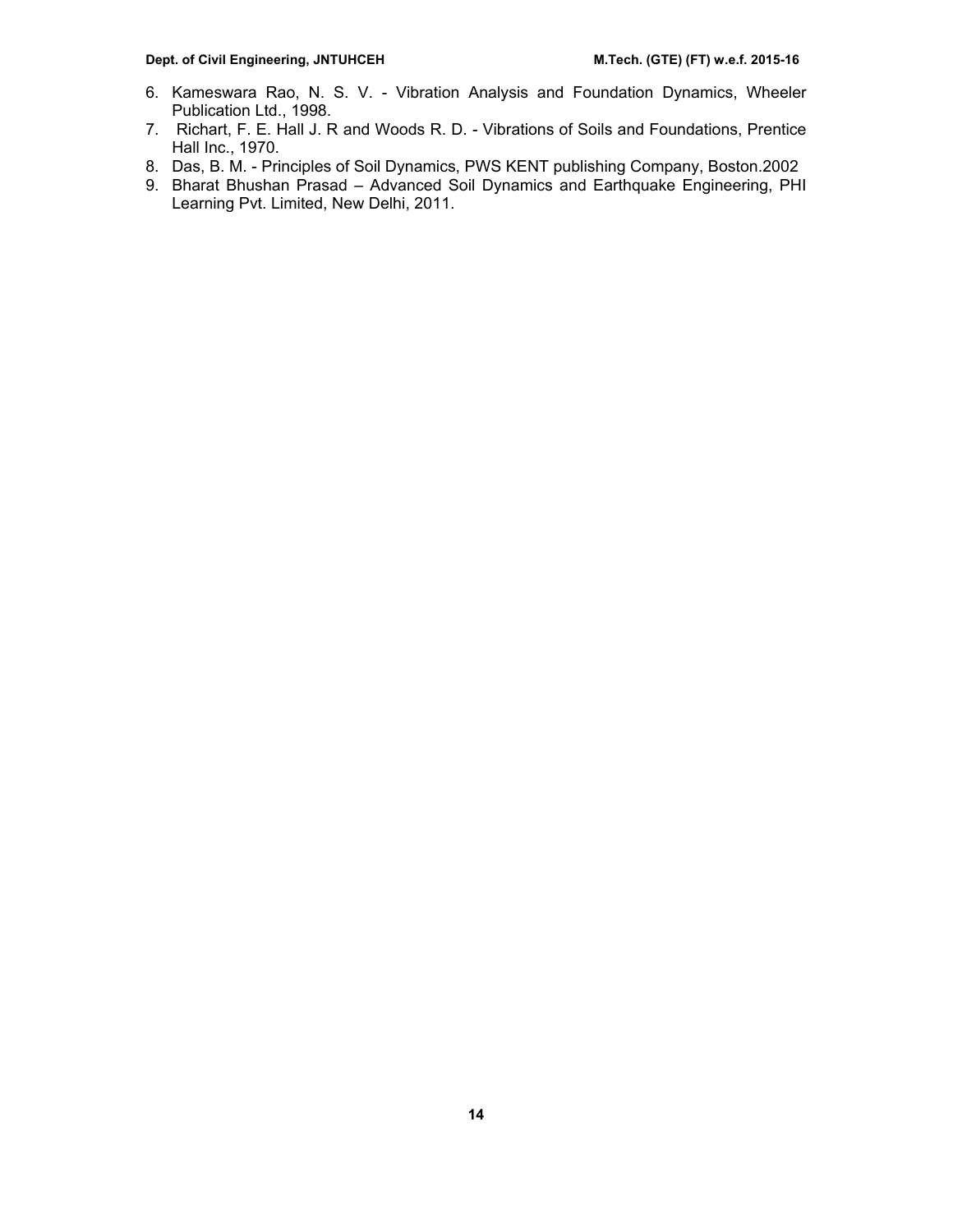6. Kameswara Rao, N. S. V. - Vibration Analysis and Foundation Dynamics, Wheeler Publication Ltd., 1998.
7. Richart, F. E. Hall J. R and Woods R. D. - Vibrations of Soils and Foundations, Prentice Hall Inc., 1970.
8. Das, B. M. - Principles of Soil Dynamics, PWS KENT publishing Company, Boston.2002
9. Bharat Bhushan Prasad – Advanced Soil Dynamics and Earthquake Engineering, PHI Learning Pvt. Limited, New Delhi, 2011.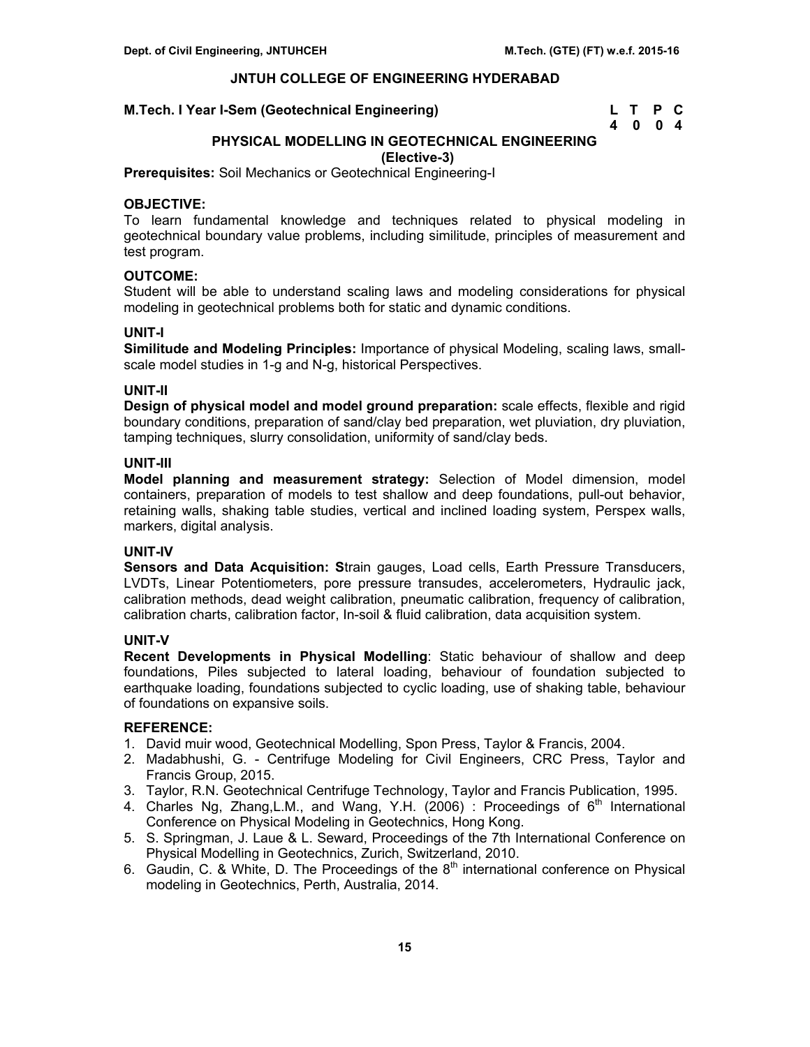## JNTUH COLLEGE OF ENGINEERING HYDERABAD

**M.Tech. I Year I-Sem (Geotechnical Engineering)**

| L | T | P | C |
|---|---|---|---|
| 4 | 0 | 0 | 4 |

### PHYSICAL MODELLING IN GEOTECHNICAL ENGINEERING
**(Elective-3)**

**Prerequisites:** Soil Mechanics or Geotechnical Engineering-I

**OBJECTIVE:**
To learn fundamental knowledge and techniques related to physical modeling in geotechnical boundary value problems, including similitude, principles of measurement and test program.

**OUTCOME:**
Student will be able to understand scaling laws and modeling considerations for physical modeling in geotechnical problems both for static and dynamic conditions.

**UNIT-I**
**Similitude and Modeling Principles:** Importance of physical Modeling, scaling laws, small-scale model studies in 1-g and N-g, historical Perspectives.

**UNIT-II**
**Design of physical model and model ground preparation:** scale effects, flexible and rigid boundary conditions, preparation of sand/clay bed preparation, wet pluviation, dry pluviation, tamping techniques, slurry consolidation, uniformity of sand/clay beds.

**UNIT-III**
**Model planning and measurement strategy:** Selection of Model dimension, model containers, preparation of models to test shallow and deep foundations, pull-out behavior, retaining walls, shaking table studies, vertical and inclined loading system, Perspex walls, markers, digital analysis.

**UNIT-IV**
**Sensors and Data Acquisition: S**train gauges, Load cells, Earth Pressure Transducers, LVDTs, Linear Potentiometers, pore pressure transudes, accelerometers, Hydraulic jack, calibration methods, dead weight calibration, pneumatic calibration, frequency of calibration, calibration charts, calibration factor, In-soil & fluid calibration, data acquisition system.

**UNIT-V**
**Recent Developments in Physical Modelling**: Static behaviour of shallow and deep foundations, Piles subjected to lateral loading, behaviour of foundation subjected to earthquake loading, foundations subjected to cyclic loading, use of shaking table, behaviour of foundations on expansive soils.

**REFERENCE:**
1. David muir wood, Geotechnical Modelling, Spon Press, Taylor & Francis, 2004.
2. Madabhushi, G. - Centrifuge Modeling for Civil Engineers, CRC Press, Taylor and Francis Group, 2015.
3. Taylor, R.N. Geotechnical Centrifuge Technology, Taylor and Francis Publication, 1995.
4. Charles Ng, Zhang,L.M., and Wang, Y.H. (2006) : Proceedings of 6th International Conference on Physical Modeling in Geotechnics, Hong Kong.
5. S. Springman, J. Laue & L. Seward, Proceedings of the 7th International Conference on Physical Modelling in Geotechnics, Zurich, Switzerland, 2010.
6. Gaudin, C. & White, D. The Proceedings of the 8th international conference on Physical modeling in Geotechnics, Perth, Australia, 2014.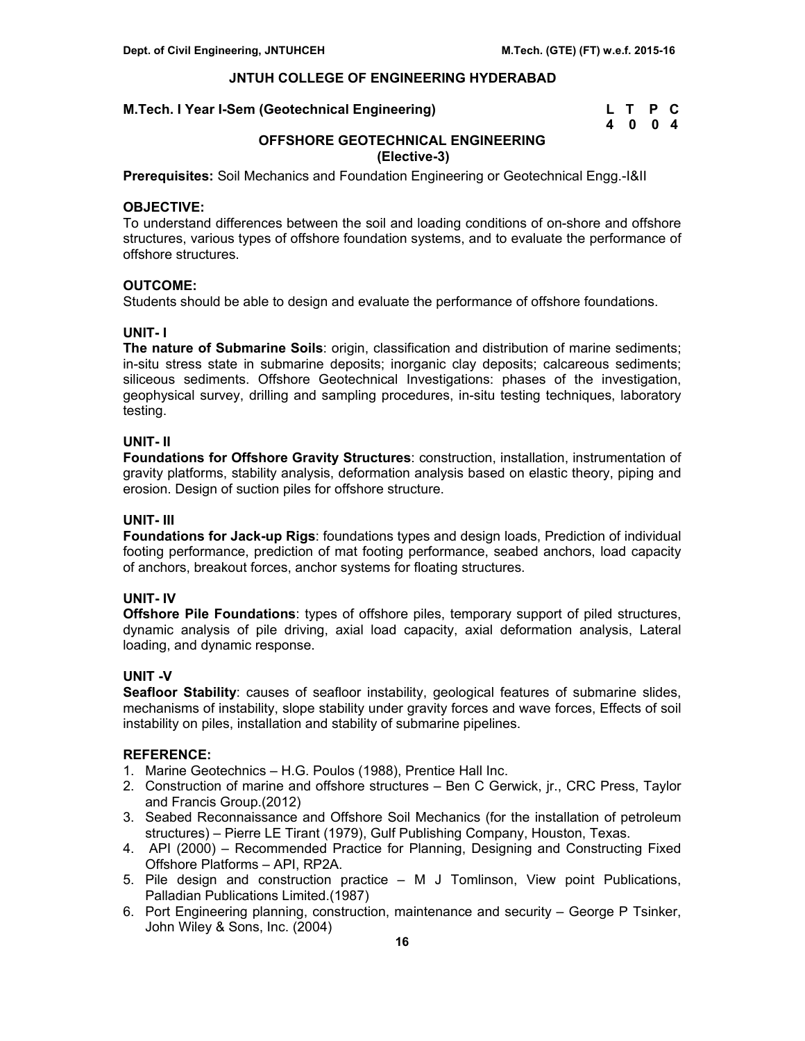## JNTUH COLLEGE OF ENGINEERING HYDERABAD

**M.Tech. I Year I-Sem (Geotechnical Engineering)**

| L | T | P | C |
|---|---|---|---|
| 4 | 0 | 0 | 4 |

### OFFSHORE GEOTECHNICAL ENGINEERING
**(Elective-3)**

**Prerequisites:** Soil Mechanics and Foundation Engineering or Geotechnical Engg.-I&II

**OBJECTIVE:**
To understand differences between the soil and loading conditions of on-shore and offshore structures, various types of offshore foundation systems, and to evaluate the performance of offshore structures.

**OUTCOME:**
Students should be able to design and evaluate the performance of offshore foundations.

**UNIT- I**
**The nature of Submarine Soils**: origin, classification and distribution of marine sediments; in-situ stress state in submarine deposits; inorganic clay deposits; calcareous sediments; siliceous sediments. Offshore Geotechnical Investigations: phases of the investigation, geophysical survey, drilling and sampling procedures, in-situ testing techniques, laboratory testing.

**UNIT- II**
**Foundations for Offshore Gravity Structures**: construction, installation, instrumentation of gravity platforms, stability analysis, deformation analysis based on elastic theory, piping and erosion. Design of suction piles for offshore structure.

**UNIT- III**
**Foundations for Jack-up Rigs**: foundations types and design loads, Prediction of individual footing performance, prediction of mat footing performance, seabed anchors, load capacity of anchors, breakout forces, anchor systems for floating structures.

**UNIT- IV**
**Offshore Pile Foundations**: types of offshore piles, temporary support of piled structures, dynamic analysis of pile driving, axial load capacity, axial deformation analysis, Lateral loading, and dynamic response.

**UNIT -V**
**Seafloor Stability**: causes of seafloor instability, geological features of submarine slides, mechanisms of instability, slope stability under gravity forces and wave forces, Effects of soil instability on piles, installation and stability of submarine pipelines.

**REFERENCE:**
1. Marine Geotechnics – H.G. Poulos (1988), Prentice Hall Inc.
2. Construction of marine and offshore structures – Ben C Gerwick, jr., CRC Press, Taylor and Francis Group.(2012)
3. Seabed Reconnaissance and Offshore Soil Mechanics (for the installation of petroleum structures) – Pierre LE Tirant (1979), Gulf Publishing Company, Houston, Texas.
4. API (2000) – Recommended Practice for Planning, Designing and Constructing Fixed Offshore Platforms – API, RP2A.
5. Pile design and construction practice – M J Tomlinson, View point Publications, Palladian Publications Limited.(1987)
6. Port Engineering planning, construction, maintenance and security – George P Tsinker, John Wiley & Sons, Inc. (2004)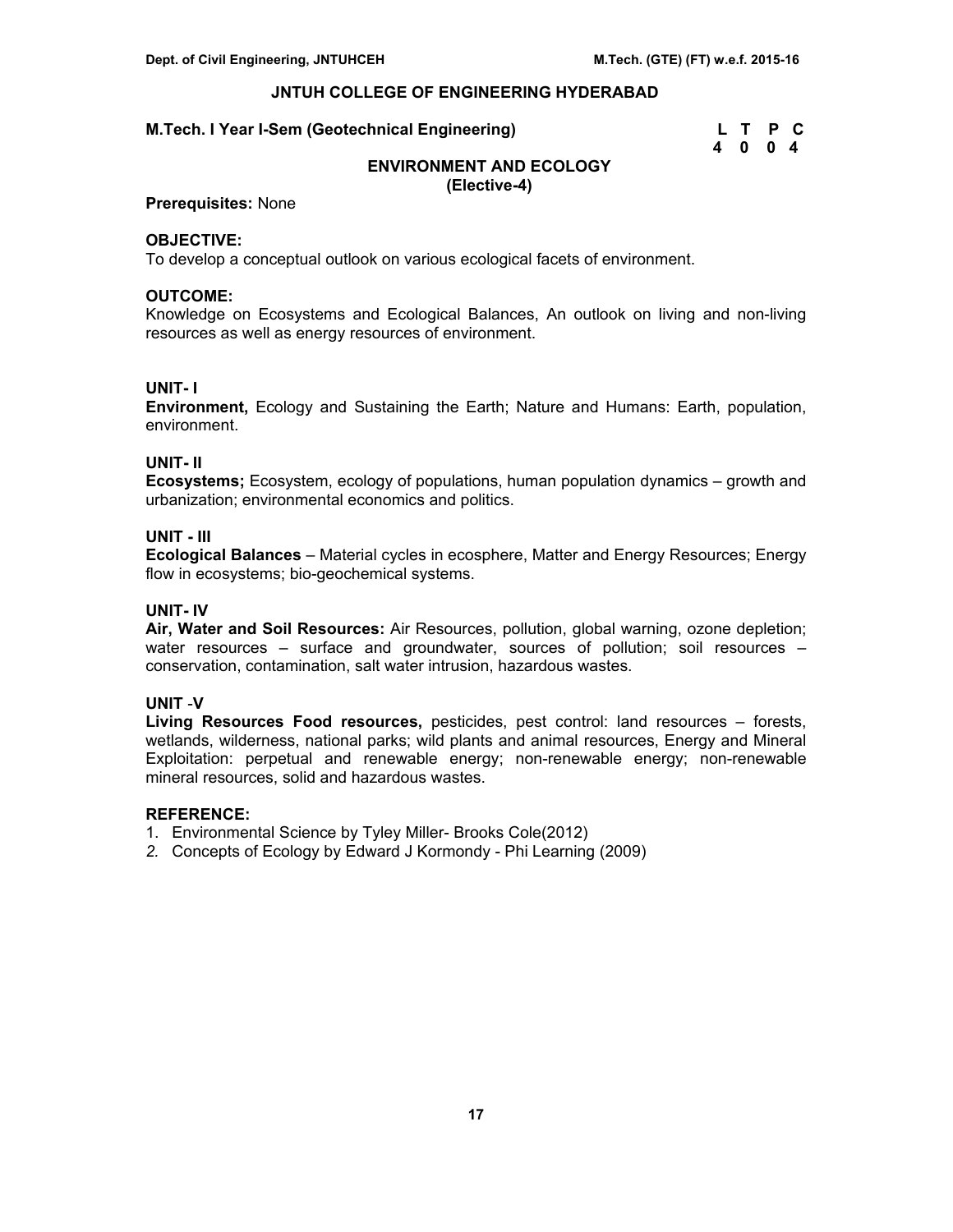# JNTUH COLLEGE OF ENGINEERING HYDERABAD

**M.Tech. I Year I-Sem (Geotechnical Engineering)**

| L | T | P | C |
|---|---|---|---|
| 4 | 0 | 0 | 4 |

## ENVIRONMENT AND ECOLOGY
### (Elective-4)

**Prerequisites:** None

**OBJECTIVE:**
To develop a conceptual outlook on various ecological facets of environment.

**OUTCOME:**
Knowledge on Ecosystems and Ecological Balances, An outlook on living and non-living resources as well as energy resources of environment.

**UNIT- I**
**Environment,** Ecology and Sustaining the Earth; Nature and Humans: Earth, population, environment.

**UNIT- II**
**Ecosystems;** Ecosystem, ecology of populations, human population dynamics – growth and urbanization; environmental economics and politics.

**UNIT - III**
**Ecological Balances** – Material cycles in ecosphere, Matter and Energy Resources; Energy flow in ecosystems; bio-geochemical systems.

**UNIT- IV**
**Air, Water and Soil Resources:** Air Resources, pollution, global warning, ozone depletion; water resources – surface and groundwater, sources of pollution; soil resources – conservation, contamination, salt water intrusion, hazardous wastes.

**UNIT -V**
**Living Resources Food resources,** pesticides, pest control: land resources – forests, wetlands, wilderness, national parks; wild plants and animal resources, Energy and Mineral Exploitation: perpetual and renewable energy; non-renewable energy; non-renewable mineral resources, solid and hazardous wastes.

**REFERENCE:**
1. Environmental Science by Tyley Miller- Brooks Cole(2012)
2. *Concepts of Ecology by Edward J Kormondy - Phi Learning (2009)*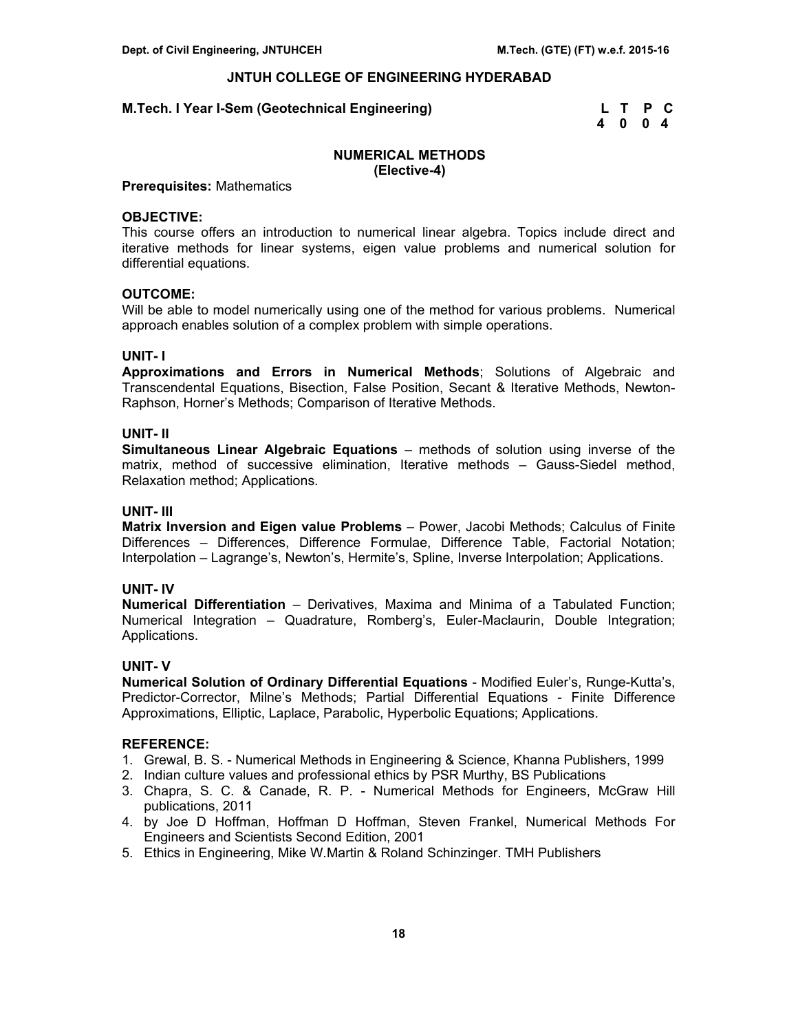## JNTUH COLLEGE OF ENGINEERING HYDERABAD

**M.Tech. I Year I-Sem (Geotechnical Engineering)**

| L | T | P | C |
|---|---|---|---|
| 4 | 0 | 0 | 4 |

### NUMERICAL METHODS
**(Elective-4)**

**Prerequisites:** Mathematics

**OBJECTIVE:**
This course offers an introduction to numerical linear algebra. Topics include direct and iterative methods for linear systems, eigen value problems and numerical solution for differential equations.

**OUTCOME:**
Will be able to model numerically using one of the method for various problems. Numerical approach enables solution of a complex problem with simple operations.

**UNIT- I**
**Approximations and Errors in Numerical Methods**; Solutions of Algebraic and Transcendental Equations, Bisection, False Position, Secant & Iterative Methods, Newton-Raphson, Horner's Methods; Comparison of Iterative Methods.

**UNIT- II**
**Simultaneous Linear Algebraic Equations** – methods of solution using inverse of the matrix, method of successive elimination, Iterative methods – Gauss-Siedel method, Relaxation method; Applications.

**UNIT- III**
**Matrix Inversion and Eigen value Problems** – Power, Jacobi Methods; Calculus of Finite Differences – Differences, Difference Formulae, Difference Table, Factorial Notation; Interpolation – Lagrange's, Newton's, Hermite's, Spline, Inverse Interpolation; Applications.

**UNIT- IV**
**Numerical Differentiation** – Derivatives, Maxima and Minima of a Tabulated Function; Numerical Integration – Quadrature, Romberg's, Euler-Maclaurin, Double Integration; Applications.

**UNIT- V**
**Numerical Solution of Ordinary Differential Equations** - Modified Euler's, Runge-Kutta's, Predictor-Corrector, Milne's Methods; Partial Differential Equations - Finite Difference Approximations, Elliptic, Laplace, Parabolic, Hyperbolic Equations; Applications.

**REFERENCE:**
1. Grewal, B. S. - Numerical Methods in Engineering & Science, Khanna Publishers, 1999
2. Indian culture values and professional ethics by PSR Murthy, BS Publications
3. Chapra, S. C. & Canade, R. P. - Numerical Methods for Engineers, McGraw Hill publications, 2011
4. by Joe D Hoffman, Hoffman D Hoffman, Steven Frankel, Numerical Methods For Engineers and Scientists Second Edition, 2001
5. Ethics in Engineering, Mike W.Martin & Roland Schinzinger. TMH Publishers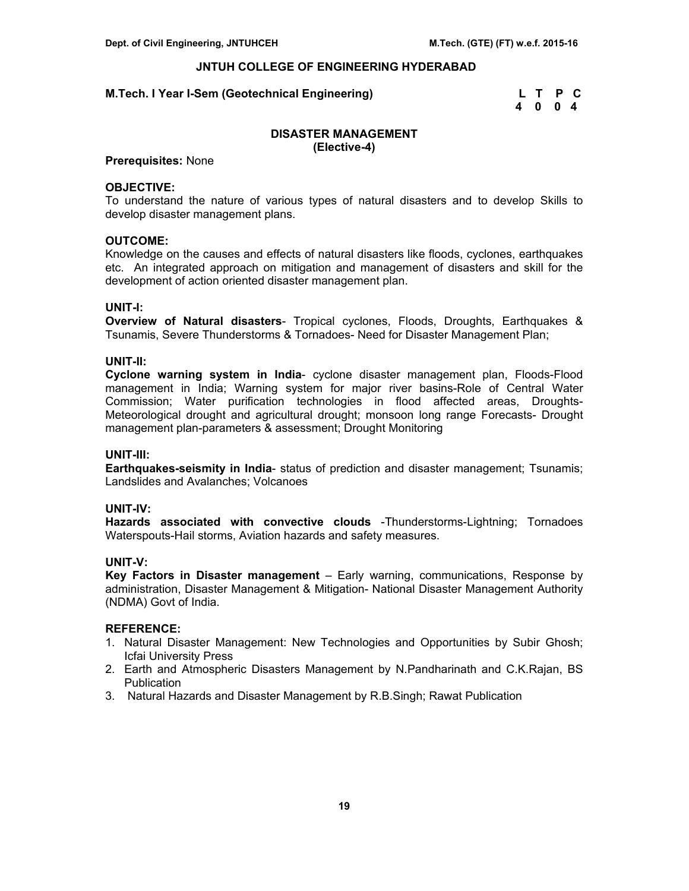## JNTUH COLLEGE OF ENGINEERING HYDERABAD

**M.Tech. I Year I-Sem (Geotechnical Engineering)**

| L | T | P | C |
|---|---|---|---|
| 4 | 0 | 0 | 4 |

### DISASTER MANAGEMENT
**(Elective-4)**

**Prerequisites:** None

**OBJECTIVE:**
To understand the nature of various types of natural disasters and to develop Skills to develop disaster management plans.

**OUTCOME:**
Knowledge on the causes and effects of natural disasters like floods, cyclones, earthquakes etc. An integrated approach on mitigation and management of disasters and skill for the development of action oriented disaster management plan.

**UNIT-I:**
**Overview of Natural disasters**- Tropical cyclones, Floods, Droughts, Earthquakes & Tsunamis, Severe Thunderstorms & Tornadoes- Need for Disaster Management Plan;

**UNIT-II:**
**Cyclone warning system in India**- cyclone disaster management plan, Floods-Flood management in India; Warning system for major river basins-Role of Central Water Commission; Water purification technologies in flood affected areas, Droughts-Meteorological drought and agricultural drought; monsoon long range Forecasts- Drought management plan-parameters & assessment; Drought Monitoring

**UNIT-III:**
**Earthquakes-seismity in India**- status of prediction and disaster management; Tsunamis; Landslides and Avalanches; Volcanoes

**UNIT-IV:**
**Hazards associated with convective clouds** -Thunderstorms-Lightning; Tornadoes Waterspouts-Hail storms, Aviation hazards and safety measures.

**UNIT-V:**
**Key Factors in Disaster management** – Early warning, communications, Response by administration, Disaster Management & Mitigation- National Disaster Management Authority (NDMA) Govt of India.

**REFERENCE:**
1. Natural Disaster Management: New Technologies and Opportunities by Subir Ghosh; Icfai University Press
2. Earth and Atmospheric Disasters Management by N.Pandharinath and C.K.Rajan, BS Publication
3. Natural Hazards and Disaster Management by R.B.Singh; Rawat Publication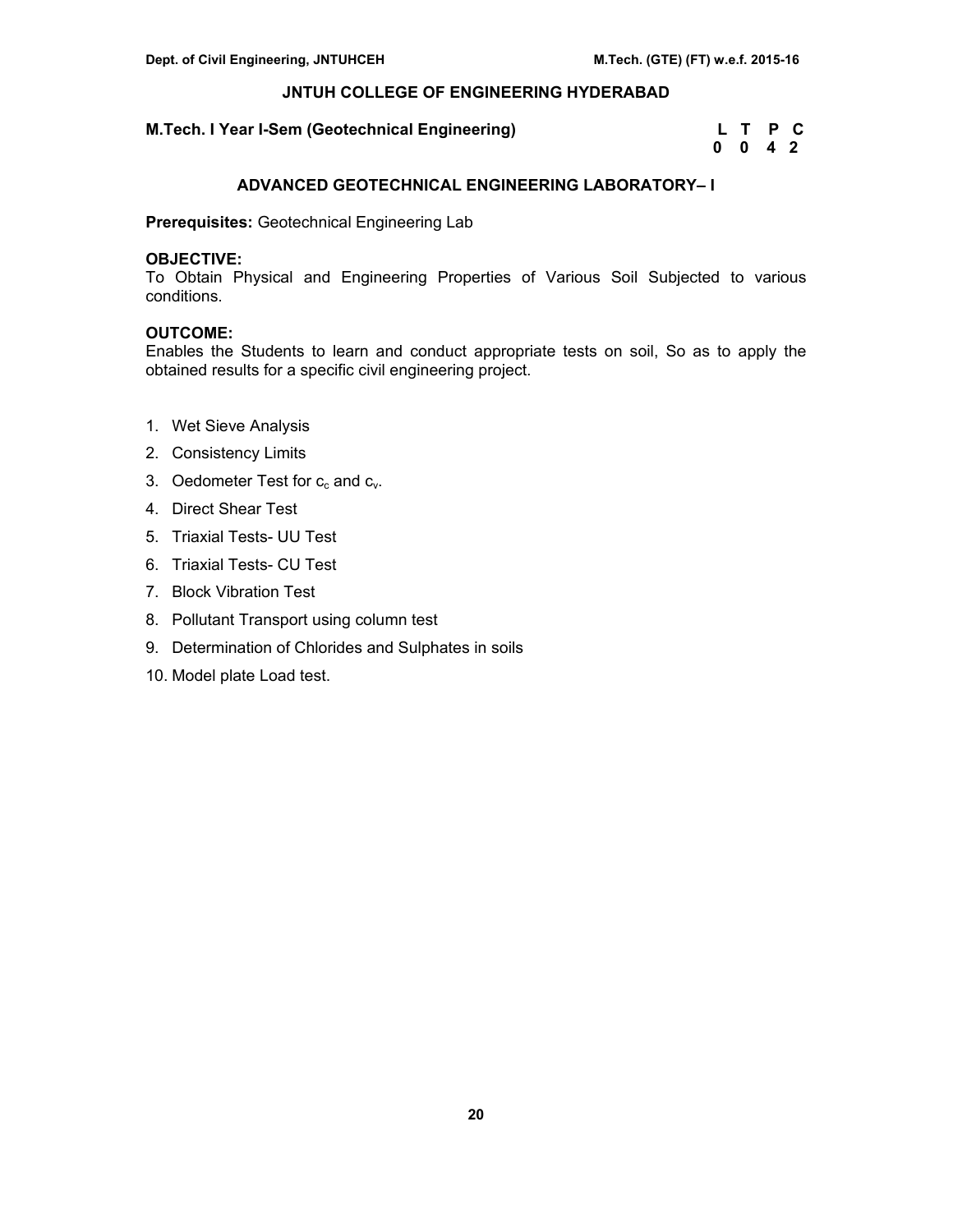# JNTUH COLLEGE OF ENGINEERING HYDERABAD

**M.Tech. I Year I-Sem (Geotechnical Engineering)**

| L | T | P | C |
|---|---|---|---|
| 0 | 0 | 4 | 2 |

## ADVANCED GEOTECHNICAL ENGINEERING LABORATORY– I

**Prerequisites:** Geotechnical Engineering Lab

**OBJECTIVE:**
To Obtain Physical and Engineering Properties of Various Soil Subjected to various conditions.

**OUTCOME:**
Enables the Students to learn and conduct appropriate tests on soil, So as to apply the obtained results for a specific civil engineering project.

1. Wet Sieve Analysis
2. Consistency Limits
3. Oedometer Test for $c_c$ and $c_v$.
4. Direct Shear Test
5. Triaxial Tests- UU Test
6. Triaxial Tests- CU Test
7. Block Vibration Test
8. Pollutant Transport using column test
9. Determination of Chlorides and Sulphates in soils
10. Model plate Load test.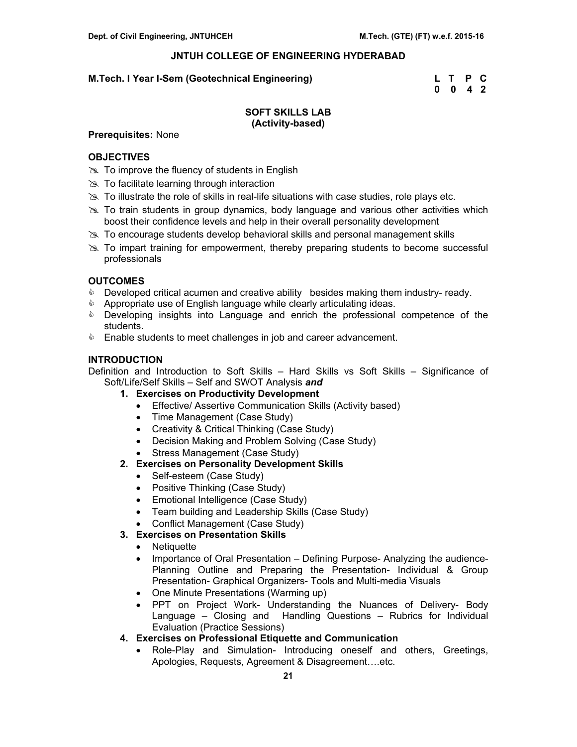**JNTUH COLLEGE OF ENGINEERING HYDERABAD**

**M.Tech. I Year I-Sem (Geotechnical Engineering)**

| L | T | P | C |
|---|---|---|---|
| 0 | 0 | 4 | 2 |

## SOFT SKILLS LAB
**(Activity-based)**

**Prerequisites:** None

### OBJECTIVES

- To improve the fluency of students in English
- To facilitate learning through interaction
- To illustrate the role of skills in real-life situations with case studies, role plays etc.
- To train students in group dynamics, body language and various other activities which boost their confidence levels and help in their overall personality development
- To encourage students develop behavioral skills and personal management skills
- To impart training for empowerment, thereby preparing students to become successful professionals

### OUTCOMES

- Developed critical acumen and creative ability besides making them industry- ready.
- Appropriate use of English language while clearly articulating ideas.
- Developing insights into Language and enrich the professional competence of the students.
- Enable students to meet challenges in job and career advancement.

### INTRODUCTION

Definition and Introduction to Soft Skills – Hard Skills vs Soft Skills – Significance of Soft/Life/Self Skills – Self and SWOT Analysis ***and***

1. **Exercises on Productivity Development**
   - Effective/ Assertive Communication Skills (Activity based)
   - Time Management (Case Study)
   - Creativity & Critical Thinking (Case Study)
   - Decision Making and Problem Solving (Case Study)
   - Stress Management (Case Study)
2. **Exercises on Personality Development Skills**
   - Self-esteem (Case Study)
   - Positive Thinking (Case Study)
   - Emotional Intelligence (Case Study)
   - Team building and Leadership Skills (Case Study)
   - Conflict Management (Case Study)
3. **Exercises on Presentation Skills**
   - Netiquette
   - Importance of Oral Presentation – Defining Purpose- Analyzing the audience- Planning Outline and Preparing the Presentation- Individual & Group Presentation- Graphical Organizers- Tools and Multi-media Visuals
   - One Minute Presentations (Warming up)
   - PPT on Project Work- Understanding the Nuances of Delivery- Body Language – Closing and Handling Questions – Rubrics for Individual Evaluation (Practice Sessions)
4. **Exercises on Professional Etiquette and Communication**
   - Role-Play and Simulation- Introducing oneself and others, Greetings, Apologies, Requests, Agreement & Disagreement….etc.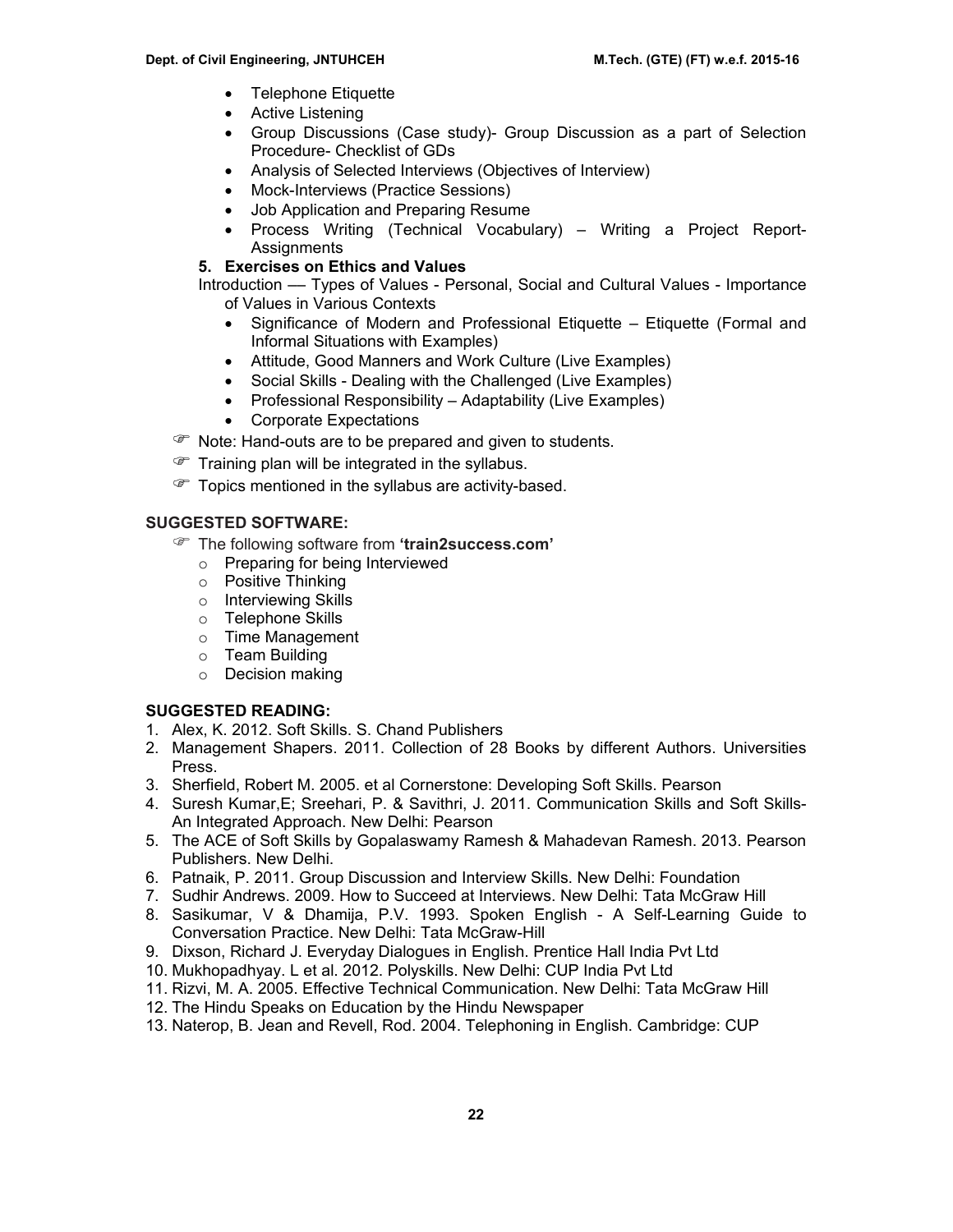- Telephone Etiquette
- Active Listening
- Group Discussions (Case study)- Group Discussion as a part of Selection Procedure- Checklist of GDs
- Analysis of Selected Interviews (Objectives of Interview)
- Mock-Interviews (Practice Sessions)
- Job Application and Preparing Resume
- Process Writing (Technical Vocabulary) – Writing a Project Report- Assignments

**5. Exercises on Ethics and Values**

Introduction — Types of Values - Personal, Social and Cultural Values - Importance of Values in Various Contexts

- Significance of Modern and Professional Etiquette – Etiquette (Formal and Informal Situations with Examples)
- Attitude, Good Manners and Work Culture (Live Examples)
- Social Skills - Dealing with the Challenged (Live Examples)
- Professional Responsibility – Adaptability (Live Examples)
- Corporate Expectations

☞ Note: Hand-outs are to be prepared and given to students.

☞ Training plan will be integrated in the syllabus.

☞ Topics mentioned in the syllabus are activity-based.

**SUGGESTED SOFTWARE:**

☞ The following software from **'train2success.com'**

- Preparing for being Interviewed
- Positive Thinking
- Interviewing Skills
- Telephone Skills
- Time Management
- Team Building
- Decision making

**SUGGESTED READING:**

1. Alex, K. 2012. Soft Skills. S. Chand Publishers
2. Management Shapers. 2011. Collection of 28 Books by different Authors. Universities Press.
3. Sherfield, Robert M. 2005. et al Cornerstone: Developing Soft Skills. Pearson
4. Suresh Kumar,E; Sreehari, P. & Savithri, J. 2011. Communication Skills and Soft Skills- An Integrated Approach. New Delhi: Pearson
5. The ACE of Soft Skills by Gopalaswamy Ramesh & Mahadevan Ramesh. 2013. Pearson Publishers. New Delhi.
6. Patnaik, P. 2011. Group Discussion and Interview Skills. New Delhi: Foundation
7. Sudhir Andrews. 2009. How to Succeed at Interviews. New Delhi: Tata McGraw Hill
8. Sasikumar, V & Dhamija, P.V. 1993. Spoken English - A Self-Learning Guide to Conversation Practice. New Delhi: Tata McGraw-Hill
9. Dixson, Richard J. Everyday Dialogues in English. Prentice Hall India Pvt Ltd
10. Mukhopadhyay. L et al. 2012. Polyskills. New Delhi: CUP India Pvt Ltd
11. Rizvi, M. A. 2005. Effective Technical Communication. New Delhi: Tata McGraw Hill
12. The Hindu Speaks on Education by the Hindu Newspaper
13. Naterop, B. Jean and Revell, Rod. 2004. Telephoning in English. Cambridge: CUP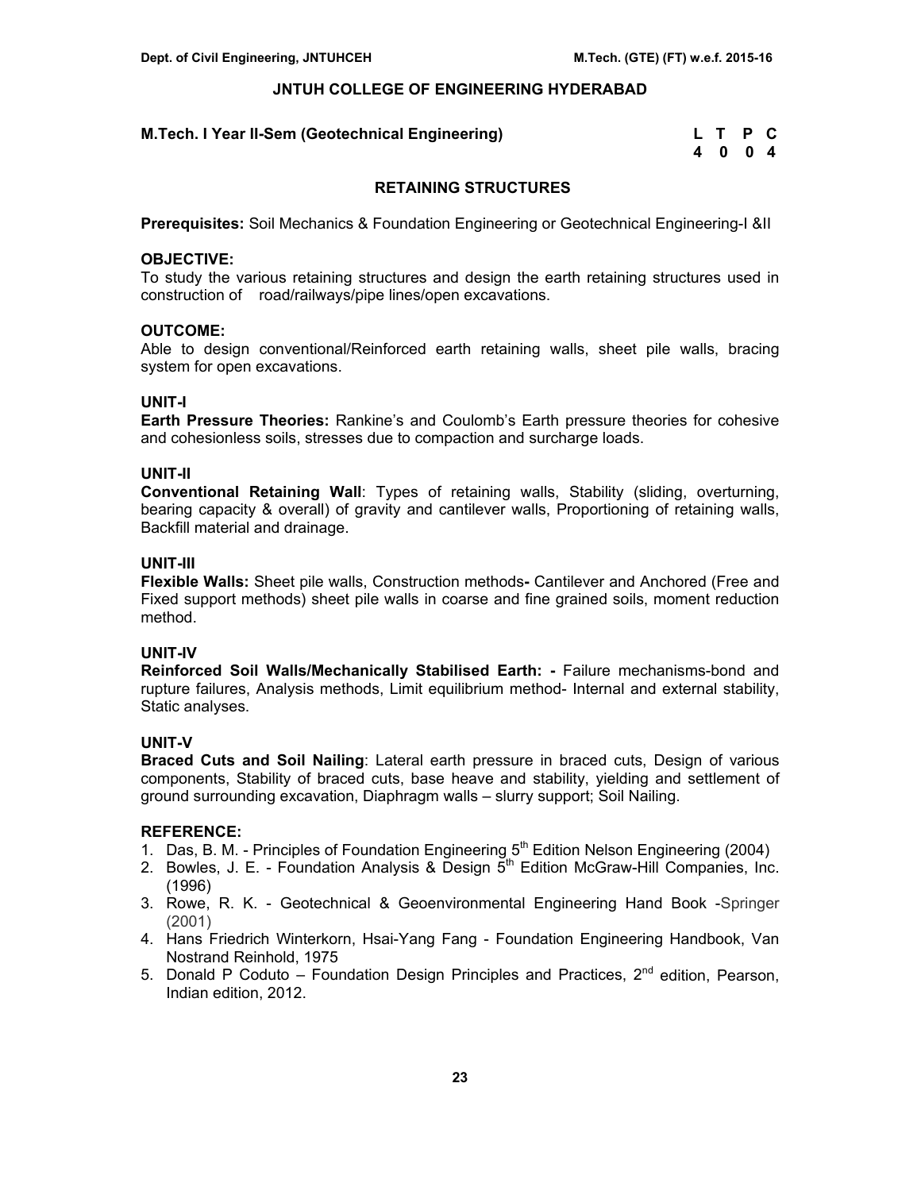# JNTUH COLLEGE OF ENGINEERING HYDERABAD

**M.Tech. I Year II-Sem (Geotechnical Engineering)**

| L | T | P | C |
|---|---|---|---|
| 4 | 0 | 0 | 4 |

## RETAINING STRUCTURES

**Prerequisites:** Soil Mechanics & Foundation Engineering or Geotechnical Engineering-I &II

**OBJECTIVE:**
To study the various retaining structures and design the earth retaining structures used in construction of road/railways/pipe lines/open excavations.

**OUTCOME:**
Able to design conventional/Reinforced earth retaining walls, sheet pile walls, bracing system for open excavations.

**UNIT-I**
**Earth Pressure Theories:** Rankine's and Coulomb's Earth pressure theories for cohesive and cohesionless soils, stresses due to compaction and surcharge loads.

**UNIT-II**
**Conventional Retaining Wall**: Types of retaining walls, Stability (sliding, overturning, bearing capacity & overall) of gravity and cantilever walls, Proportioning of retaining walls, Backfill material and drainage.

**UNIT-III**
**Flexible Walls:** Sheet pile walls, Construction methods**-** Cantilever and Anchored (Free and Fixed support methods) sheet pile walls in coarse and fine grained soils, moment reduction method.

**UNIT-IV**
**Reinforced Soil Walls/Mechanically Stabilised Earth: -** Failure mechanisms-bond and rupture failures, Analysis methods, Limit equilibrium method- Internal and external stability, Static analyses.

**UNIT-V**
**Braced Cuts and Soil Nailing**: Lateral earth pressure in braced cuts, Design of various components, Stability of braced cuts, base heave and stability, yielding and settlement of ground surrounding excavation, Diaphragm walls – slurry support; Soil Nailing.

**REFERENCE:**
1. Das, B. M. - Principles of Foundation Engineering 5th Edition Nelson Engineering (2004)
2. Bowles, J. E. - Foundation Analysis & Design 5th Edition McGraw-Hill Companies, Inc. (1996)
3. Rowe, R. K. - Geotechnical & Geoenvironmental Engineering Hand Book -Springer (2001)
4. Hans Friedrich Winterkorn, Hsai-Yang Fang - Foundation Engineering Handbook, Van Nostrand Reinhold, 1975
5. Donald P Coduto – Foundation Design Principles and Practices, 2nd edition, Pearson, Indian edition, 2012.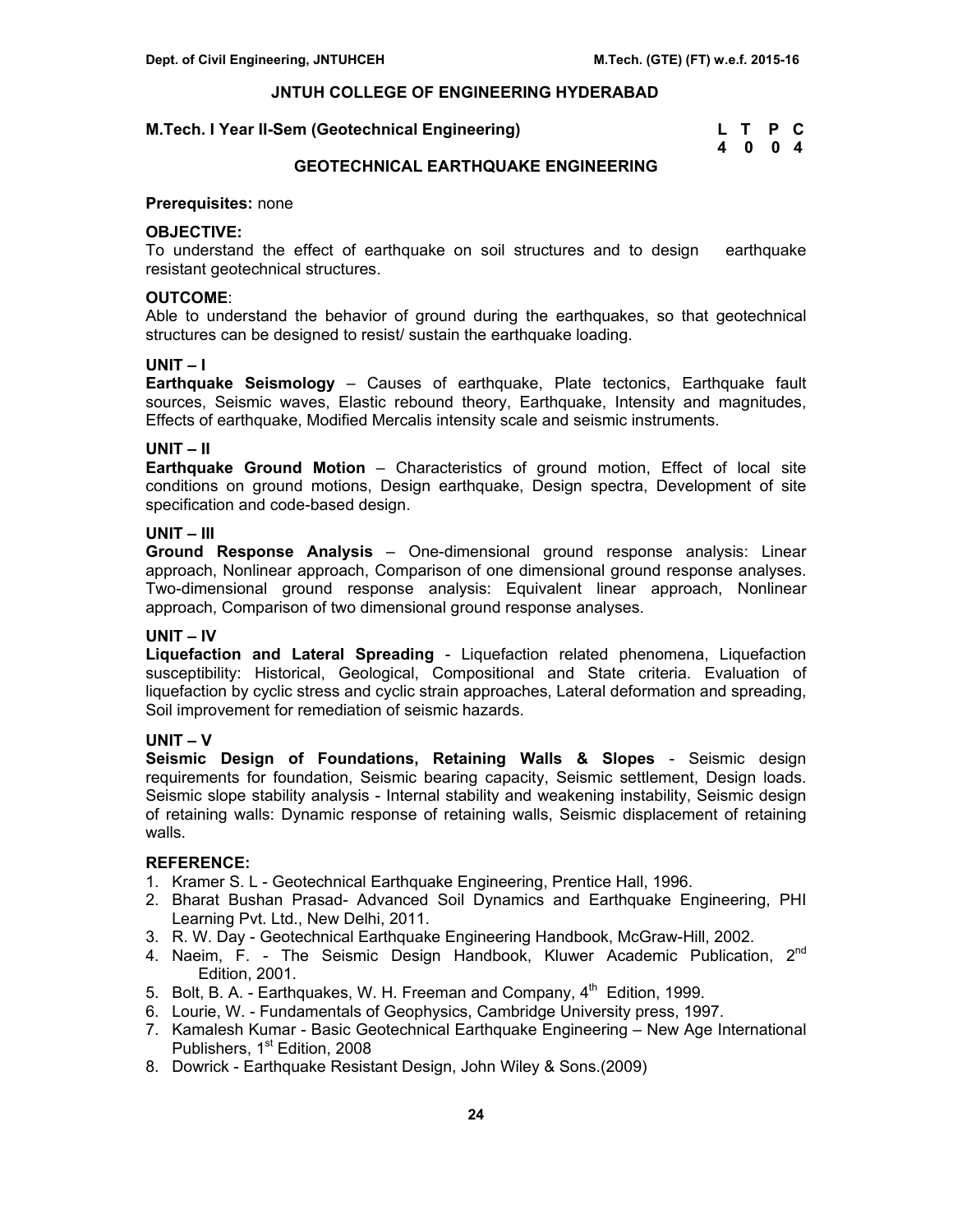# JNTUH COLLEGE OF ENGINEERING HYDERABAD

**M.Tech. I Year II-Sem (Geotechnical Engineering)**

| L | T | P | C |
|---|---|---|---|
| 4 | 0 | 0 | 4 |

## GEOTECHNICAL EARTHQUAKE ENGINEERING

**Prerequisites:** none

**OBJECTIVE:**
To understand the effect of earthquake on soil structures and to design earthquake resistant geotechnical structures.

**OUTCOME**:
Able to understand the behavior of ground during the earthquakes, so that geotechnical structures can be designed to resist/ sustain the earthquake loading.

**UNIT – I**
**Earthquake Seismology** – Causes of earthquake, Plate tectonics, Earthquake fault sources, Seismic waves, Elastic rebound theory, Earthquake, Intensity and magnitudes, Effects of earthquake, Modified Mercalis intensity scale and seismic instruments.

**UNIT – II**
**Earthquake Ground Motion** – Characteristics of ground motion, Effect of local site conditions on ground motions, Design earthquake, Design spectra, Development of site specification and code-based design.

**UNIT – III**
**Ground Response Analysis** – One-dimensional ground response analysis: Linear approach, Nonlinear approach, Comparison of one dimensional ground response analyses. Two-dimensional ground response analysis: Equivalent linear approach, Nonlinear approach, Comparison of two dimensional ground response analyses.

**UNIT – IV**
**Liquefaction and Lateral Spreading** - Liquefaction related phenomena, Liquefaction susceptibility: Historical, Geological, Compositional and State criteria. Evaluation of liquefaction by cyclic stress and cyclic strain approaches, Lateral deformation and spreading, Soil improvement for remediation of seismic hazards.

**UNIT – V**
**Seismic Design of Foundations, Retaining Walls & Slopes** - Seismic design requirements for foundation, Seismic bearing capacity, Seismic settlement, Design loads. Seismic slope stability analysis - Internal stability and weakening instability, Seismic design of retaining walls: Dynamic response of retaining walls, Seismic displacement of retaining walls.

**REFERENCE:**
1. Kramer S. L - Geotechnical Earthquake Engineering, Prentice Hall, 1996.
2. Bharat Bushan Prasad- Advanced Soil Dynamics and Earthquake Engineering, PHI Learning Pvt. Ltd., New Delhi, 2011.
3. R. W. Day - Geotechnical Earthquake Engineering Handbook, McGraw-Hill, 2002.
4. Naeim, F. - The Seismic Design Handbook, Kluwer Academic Publication, 2nd Edition, 2001.
5. Bolt, B. A. - Earthquakes, W. H. Freeman and Company, 4th Edition, 1999.
6. Lourie, W. - Fundamentals of Geophysics, Cambridge University press, 1997.
7. Kamalesh Kumar - Basic Geotechnical Earthquake Engineering – New Age International Publishers, 1st Edition, 2008
8. Dowrick - Earthquake Resistant Design, John Wiley & Sons.(2009)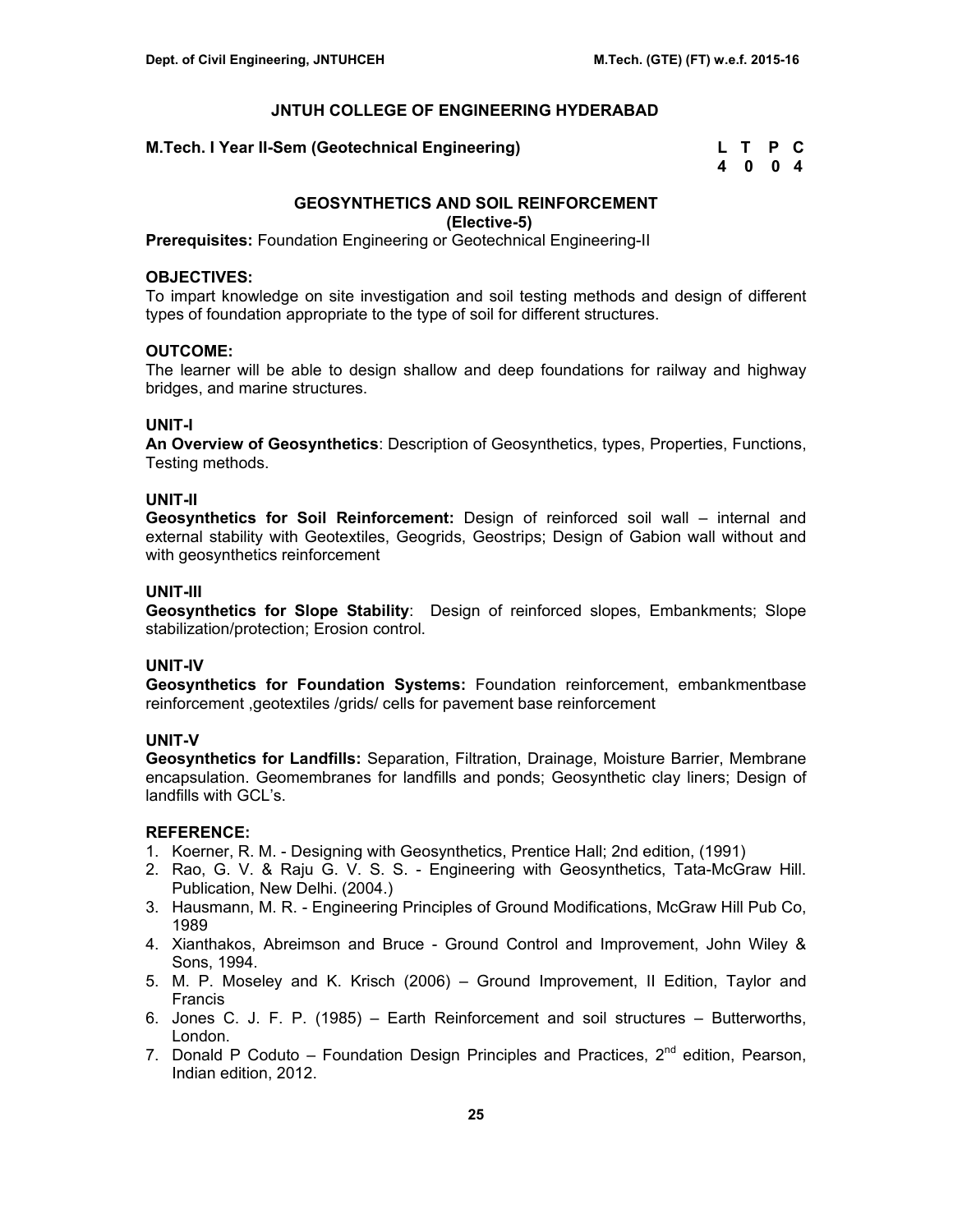# JNTUH COLLEGE OF ENGINEERING HYDERABAD

**M.Tech. I Year II-Sem (Geotechnical Engineering)**

| L | T | P | C |
|---|---|---|---|
| 4 | 0 | 0 | 4 |

## GEOSYNTHETICS AND SOIL REINFORCEMENT
**(Elective-5)**

**Prerequisites:** Foundation Engineering or Geotechnical Engineering-II

### OBJECTIVES:
To impart knowledge on site investigation and soil testing methods and design of different types of foundation appropriate to the type of soil for different structures.

### OUTCOME:
The learner will be able to design shallow and deep foundations for railway and highway bridges, and marine structures.

### UNIT-I
**An Overview of Geosynthetics**: Description of Geosynthetics, types, Properties, Functions, Testing methods.

### UNIT-II
**Geosynthetics for Soil Reinforcement:** Design of reinforced soil wall – internal and external stability with Geotextiles, Geogrids, Geostrips; Design of Gabion wall without and with geosynthetics reinforcement

### UNIT-III
**Geosynthetics for Slope Stability**: Design of reinforced slopes, Embankments; Slope stabilization/protection; Erosion control.

### UNIT-IV
**Geosynthetics for Foundation Systems:** Foundation reinforcement, embankmentbase reinforcement ,geotextiles /grids/ cells for pavement base reinforcement

### UNIT-V
**Geosynthetics for Landfills:** Separation, Filtration, Drainage, Moisture Barrier, Membrane encapsulation. Geomembranes for landfills and ponds; Geosynthetic clay liners; Design of landfills with GCL's.

### REFERENCE:
1. Koerner, R. M. - Designing with Geosynthetics, Prentice Hall; 2nd edition, (1991)
2. Rao, G. V. & Raju G. V. S. S. - Engineering with Geosynthetics, Tata-McGraw Hill. Publication, New Delhi. (2004.)
3. Hausmann, M. R. - Engineering Principles of Ground Modifications, McGraw Hill Pub Co, 1989
4. Xianthakos, Abreimson and Bruce - Ground Control and Improvement, John Wiley & Sons, 1994.
5. M. P. Moseley and K. Krisch (2006) – Ground Improvement, II Edition, Taylor and Francis
6. Jones C. J. F. P. (1985) – Earth Reinforcement and soil structures – Butterworths, London.
7. Donald P Coduto – Foundation Design Principles and Practices, 2nd edition, Pearson, Indian edition, 2012.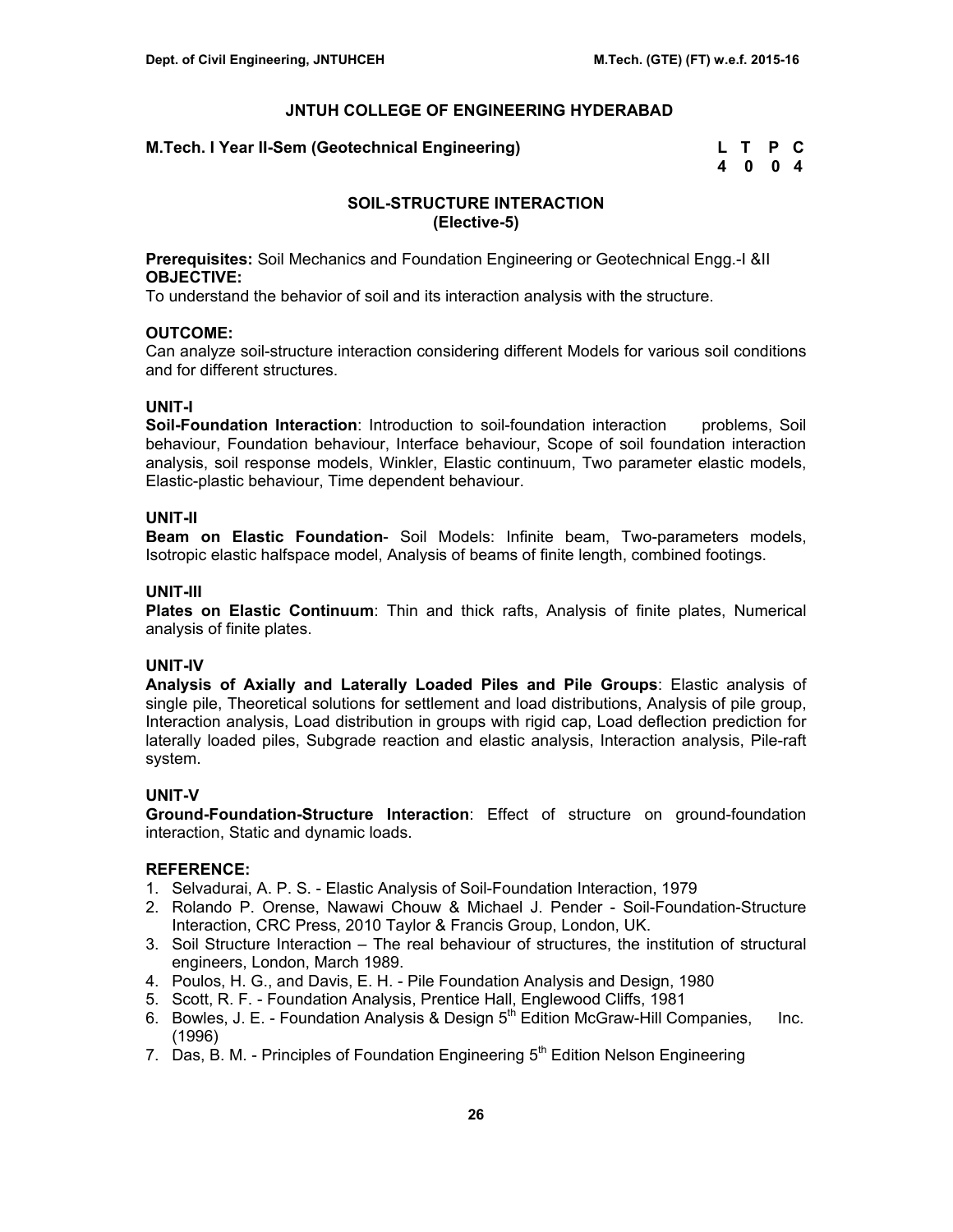## JNTUH COLLEGE OF ENGINEERING HYDERABAD

**M.Tech. I Year II-Sem (Geotechnical Engineering)**

| L | T | P | C |
|---|---|---|---|
| 4 | 0 | 0 | 4 |

### SOIL-STRUCTURE INTERACTION
### (Elective-5)

**Prerequisites:** Soil Mechanics and Foundation Engineering or Geotechnical Engg.-I &II

**OBJECTIVE:**
To understand the behavior of soil and its interaction analysis with the structure.

**OUTCOME:**
Can analyze soil-structure interaction considering different Models for various soil conditions and for different structures.

**UNIT-I**

**Soil-Foundation Interaction**: Introduction to soil-foundation interaction problems, Soil behaviour, Foundation behaviour, Interface behaviour, Scope of soil foundation interaction analysis, soil response models, Winkler, Elastic continuum, Two parameter elastic models, Elastic-plastic behaviour, Time dependent behaviour.

**UNIT-II**

**Beam on Elastic Foundation**- Soil Models: Infinite beam, Two-parameters models, Isotropic elastic halfspace model, Analysis of beams of finite length, combined footings.

**UNIT-III**

**Plates on Elastic Continuum**: Thin and thick rafts, Analysis of finite plates, Numerical analysis of finite plates.

**UNIT-IV**

**Analysis of Axially and Laterally Loaded Piles and Pile Groups**: Elastic analysis of single pile, Theoretical solutions for settlement and load distributions, Analysis of pile group, Interaction analysis, Load distribution in groups with rigid cap, Load deflection prediction for laterally loaded piles, Subgrade reaction and elastic analysis, Interaction analysis, Pile-raft system.

**UNIT-V**

**Ground-Foundation-Structure Interaction**: Effect of structure on ground-foundation interaction, Static and dynamic loads.

**REFERENCE:**

1. Selvadurai, A. P. S. - Elastic Analysis of Soil-Foundation Interaction, 1979
2. Rolando P. Orense, Nawawi Chouw & Michael J. Pender - Soil-Foundation-Structure Interaction, CRC Press, 2010 Taylor & Francis Group, London, UK.
3. Soil Structure Interaction – The real behaviour of structures, the institution of structural engineers, London, March 1989.
4. Poulos, H. G., and Davis, E. H. - Pile Foundation Analysis and Design, 1980
5. Scott, R. F. - Foundation Analysis, Prentice Hall, Englewood Cliffs, 1981
6. Bowles, J. E. - Foundation Analysis & Design 5th Edition McGraw-Hill Companies, Inc. (1996)
7. Das, B. M. - Principles of Foundation Engineering 5th Edition Nelson Engineering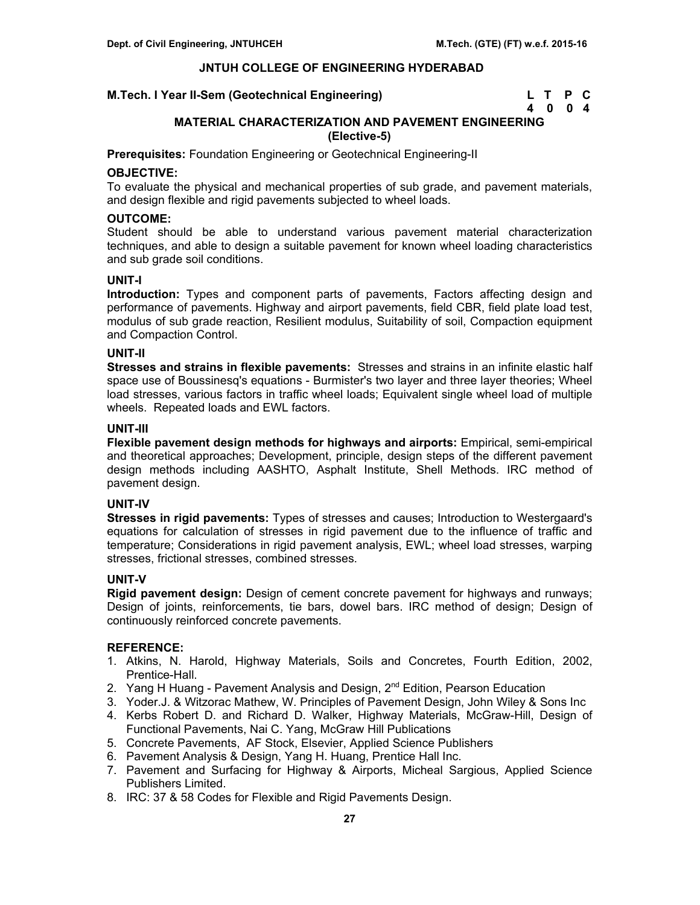# JNTUH COLLEGE OF ENGINEERING HYDERABAD

**M.Tech. I Year II-Sem (Geotechnical Engineering)**

| L | T | P | C |
|---|---|---|---|
| 4 | 0 | 0 | 4 |

## MATERIAL CHARACTERIZATION AND PAVEMENT ENGINEERING
### (Elective-5)

**Prerequisites:** Foundation Engineering or Geotechnical Engineering-II

**OBJECTIVE:**
To evaluate the physical and mechanical properties of sub grade, and pavement materials, and design flexible and rigid pavements subjected to wheel loads.

**OUTCOME:**
Student should be able to understand various pavement material characterization techniques, and able to design a suitable pavement for known wheel loading characteristics and sub grade soil conditions.

**UNIT-I**
**Introduction:** Types and component parts of pavements, Factors affecting design and performance of pavements. Highway and airport pavements, field CBR, field plate load test, modulus of sub grade reaction, Resilient modulus, Suitability of soil, Compaction equipment and Compaction Control.

**UNIT-II**
**Stresses and strains in flexible pavements:** Stresses and strains in an infinite elastic half space use of Boussinesq's equations - Burmister's two layer and three layer theories; Wheel load stresses, various factors in traffic wheel loads; Equivalent single wheel load of multiple wheels. Repeated loads and EWL factors.

**UNIT-III**
**Flexible pavement design methods for highways and airports:** Empirical, semi-empirical and theoretical approaches; Development, principle, design steps of the different pavement design methods including AASHTO, Asphalt Institute, Shell Methods. IRC method of pavement design.

**UNIT-IV**
**Stresses in rigid pavements:** Types of stresses and causes; Introduction to Westergaard's equations for calculation of stresses in rigid pavement due to the influence of traffic and temperature; Considerations in rigid pavement analysis, EWL; wheel load stresses, warping stresses, frictional stresses, combined stresses.

**UNIT-V**
**Rigid pavement design:** Design of cement concrete pavement for highways and runways; Design of joints, reinforcements, tie bars, dowel bars. IRC method of design; Design of continuously reinforced concrete pavements.

**REFERENCE:**
1. Atkins, N. Harold, Highway Materials, Soils and Concretes, Fourth Edition, 2002, Prentice-Hall.
2. Yang H Huang - Pavement Analysis and Design, 2nd Edition, Pearson Education
3. Yoder.J. & Witzorac Mathew, W. Principles of Pavement Design, John Wiley & Sons Inc
4. Kerbs Robert D. and Richard D. Walker, Highway Materials, McGraw-Hill, Design of Functional Pavements, Nai C. Yang, McGraw Hill Publications
5. Concrete Pavements, AF Stock, Elsevier, Applied Science Publishers
6. Pavement Analysis & Design, Yang H. Huang, Prentice Hall Inc.
7. Pavement and Surfacing for Highway & Airports, Micheal Sargious, Applied Science Publishers Limited.
8. IRC: 37 & 58 Codes for Flexible and Rigid Pavements Design.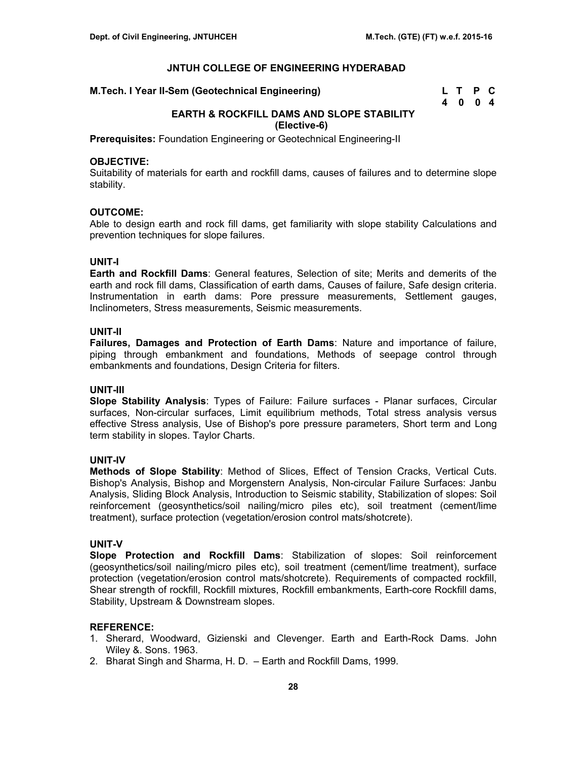# JNTUH COLLEGE OF ENGINEERING HYDERABAD

**M.Tech. I Year II-Sem (Geotechnical Engineering)**

| L | T | P | C |
|---|---|---|---|
| 4 | 0 | 0 | 4 |

## EARTH & ROCKFILL DAMS AND SLOPE STABILITY (Elective-6)

**Prerequisites:** Foundation Engineering or Geotechnical Engineering-II

**OBJECTIVE:**
Suitability of materials for earth and rockfill dams, causes of failures and to determine slope stability.

**OUTCOME:**
Able to design earth and rock fill dams, get familiarity with slope stability Calculations and prevention techniques for slope failures.

**UNIT-I**
**Earth and Rockfill Dams**: General features, Selection of site; Merits and demerits of the earth and rock fill dams, Classification of earth dams, Causes of failure, Safe design criteria. Instrumentation in earth dams: Pore pressure measurements, Settlement gauges, Inclinometers, Stress measurements, Seismic measurements.

**UNIT-II**
**Failures, Damages and Protection of Earth Dams**: Nature and importance of failure, piping through embankment and foundations, Methods of seepage control through embankments and foundations, Design Criteria for filters.

**UNIT-III**
**Slope Stability Analysis**: Types of Failure: Failure surfaces - Planar surfaces, Circular surfaces, Non-circular surfaces, Limit equilibrium methods, Total stress analysis versus effective Stress analysis, Use of Bishop's pore pressure parameters, Short term and Long term stability in slopes. Taylor Charts.

**UNIT-IV**
**Methods of Slope Stability**: Method of Slices, Effect of Tension Cracks, Vertical Cuts. Bishop's Analysis, Bishop and Morgenstern Analysis, Non-circular Failure Surfaces: Janbu Analysis, Sliding Block Analysis, Introduction to Seismic stability, Stabilization of slopes: Soil reinforcement (geosynthetics/soil nailing/micro piles etc), soil treatment (cement/lime treatment), surface protection (vegetation/erosion control mats/shotcrete).

**UNIT-V**
**Slope Protection and Rockfill Dams**: Stabilization of slopes: Soil reinforcement (geosynthetics/soil nailing/micro piles etc), soil treatment (cement/lime treatment), surface protection (vegetation/erosion control mats/shotcrete). Requirements of compacted rockfill, Shear strength of rockfill, Rockfill mixtures, Rockfill embankments, Earth-core Rockfill dams, Stability, Upstream & Downstream slopes.

**REFERENCE:**
1. Sherard, Woodward, Gizienski and Clevenger. Earth and Earth-Rock Dams. John Wiley &. Sons. 1963.
2. Bharat Singh and Sharma, H. D. – Earth and Rockfill Dams, 1999.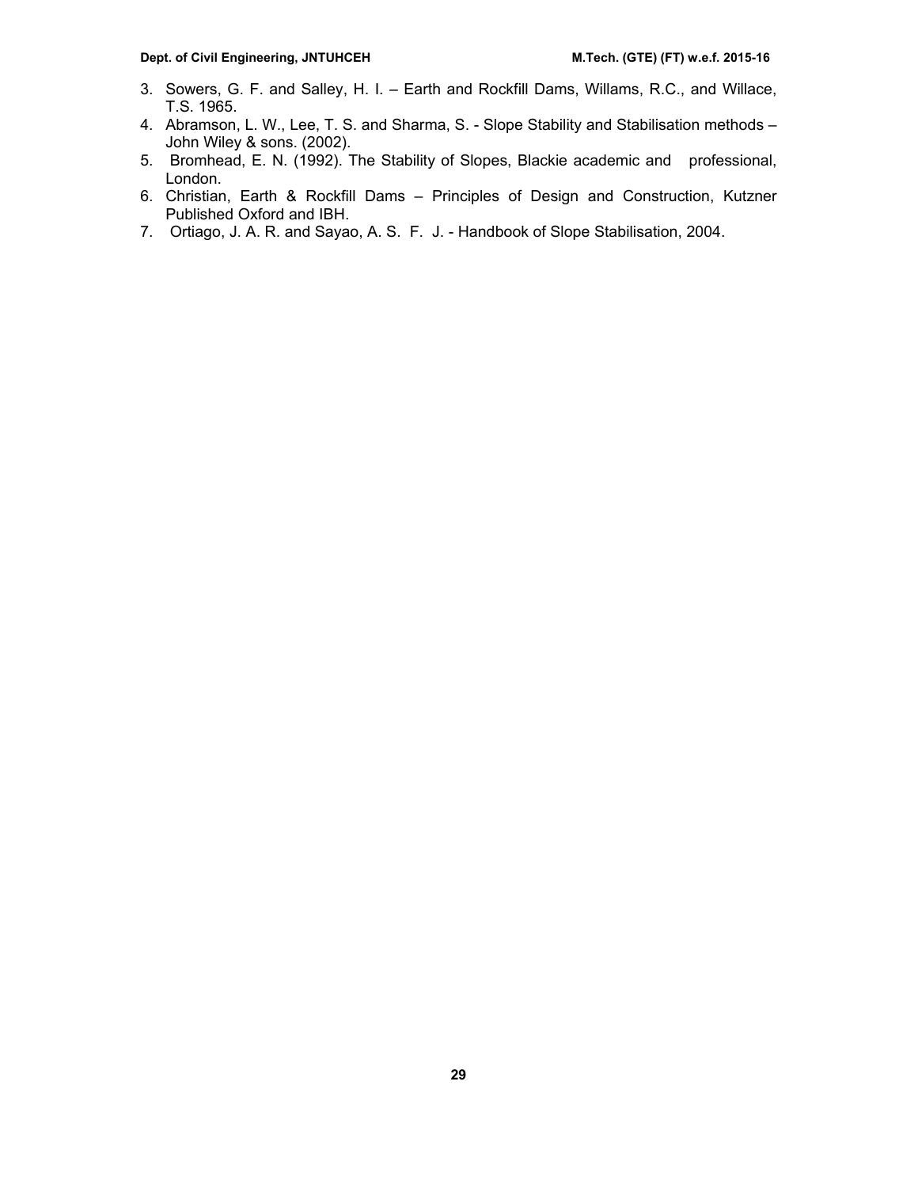3. Sowers, G. F. and Salley, H. I. – Earth and Rockfill Dams, Willams, R.C., and Willace, T.S. 1965.
4. Abramson, L. W., Lee, T. S. and Sharma, S. - Slope Stability and Stabilisation methods – John Wiley & sons. (2002).
5. Bromhead, E. N. (1992). The Stability of Slopes, Blackie academic and professional, London.
6. Christian, Earth & Rockfill Dams – Principles of Design and Construction, Kutzner Published Oxford and IBH.
7. Ortiago, J. A. R. and Sayao, A. S. F. J. - Handbook of Slope Stabilisation, 2004.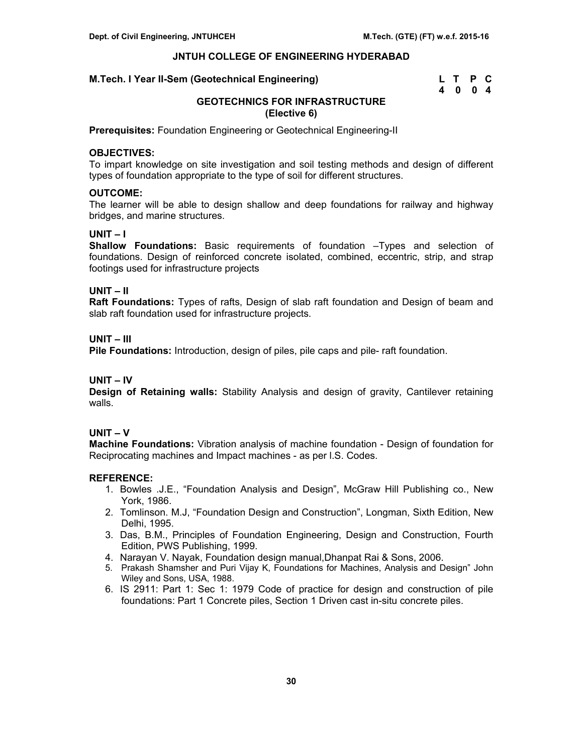# JNTUH COLLEGE OF ENGINEERING HYDERABAD

**M.Tech. I Year II-Sem (Geotechnical Engineering)**

| L | T | P | C |
|---|---|---|---|
| 4 | 0 | 0 | 4 |

## GEOTECHNICS FOR INFRASTRUCTURE
### (Elective 6)

**Prerequisites:** Foundation Engineering or Geotechnical Engineering-II

**OBJECTIVES:**
To impart knowledge on site investigation and soil testing methods and design of different types of foundation appropriate to the type of soil for different structures.

**OUTCOME:**
The learner will be able to design shallow and deep foundations for railway and highway bridges, and marine structures.

**UNIT – I**
**Shallow Foundations:** Basic requirements of foundation –Types and selection of foundations. Design of reinforced concrete isolated, combined, eccentric, strip, and strap footings used for infrastructure projects

**UNIT – II**
**Raft Foundations:** Types of rafts, Design of slab raft foundation and Design of beam and slab raft foundation used for infrastructure projects.

**UNIT – III**
**Pile Foundations:** Introduction, design of piles, pile caps and pile- raft foundation.

**UNIT – IV**
**Design of Retaining walls:** Stability Analysis and design of gravity, Cantilever retaining walls.

**UNIT – V**
**Machine Foundations:** Vibration analysis of machine foundation - Design of foundation for Reciprocating machines and Impact machines - as per I.S. Codes.

**REFERENCE:**
1. Bowles .J.E., "Foundation Analysis and Design", McGraw Hill Publishing co., New York, 1986.
2. Tomlinson. M.J, "Foundation Design and Construction", Longman, Sixth Edition, New Delhi, 1995.
3. Das, B.M., Principles of Foundation Engineering, Design and Construction, Fourth Edition, PWS Publishing, 1999.
4. Narayan V. Nayak, Foundation design manual,Dhanpat Rai & Sons, 2006.
5. Prakash Shamsher and Puri Vijay K, Foundations for Machines, Analysis and Design" John Wiley and Sons, USA, 1988.
6. IS 2911: Part 1: Sec 1: 1979 Code of practice for design and construction of pile foundations: Part 1 Concrete piles, Section 1 Driven cast in-situ concrete piles.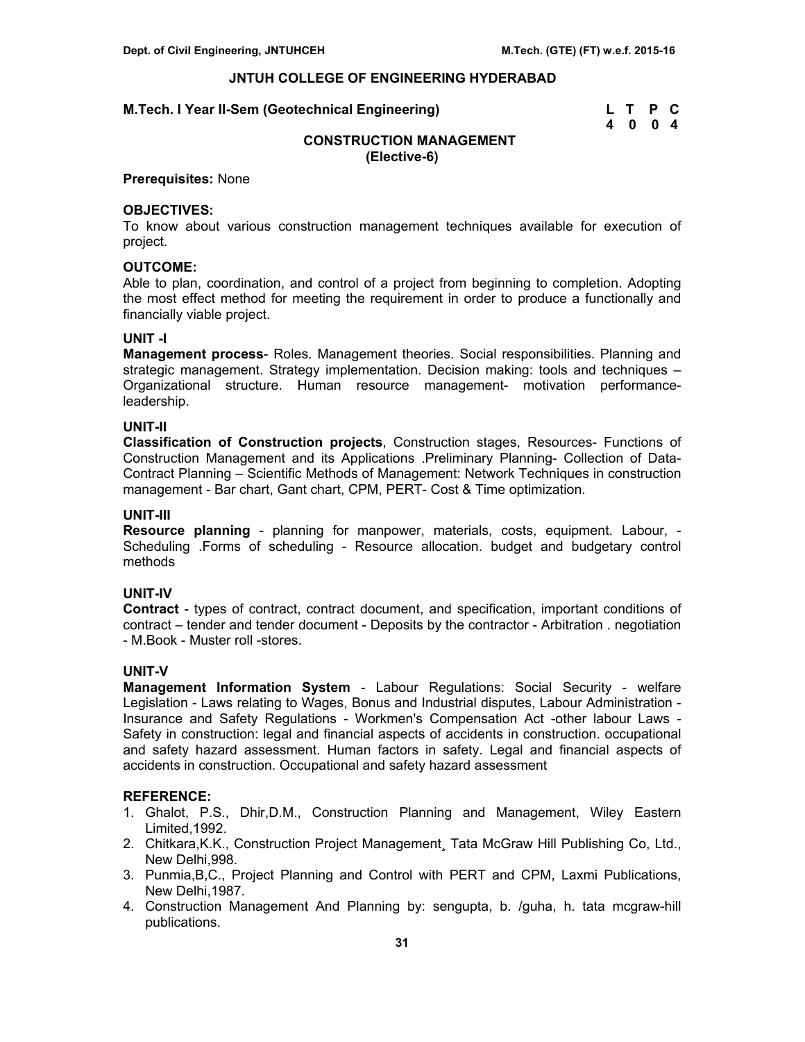# JNTUH COLLEGE OF ENGINEERING HYDERABAD

**M.Tech. I Year II-Sem (Geotechnical Engineering)**

| L | T | P | C |
|---|---|---|---|
| 4 | 0 | 0 | 4 |

## CONSTRUCTION MANAGEMENT
### (Elective-6)

**Prerequisites:** None

**OBJECTIVES:**
To know about various construction management techniques available for execution of project.

**OUTCOME:**
Able to plan, coordination, and control of a project from beginning to completion. Adopting the most effect method for meeting the requirement in order to produce a functionally and financially viable project.

**UNIT -I**
**Management process**- Roles. Management theories. Social responsibilities. Planning and strategic management. Strategy implementation. Decision making: tools and techniques – Organizational structure. Human resource management- motivation performance-leadership.

**UNIT-II**
**Classification of Construction projects**, Construction stages, Resources- Functions of Construction Management and its Applications .Preliminary Planning- Collection of Data-Contract Planning – Scientific Methods of Management: Network Techniques in construction management - Bar chart, Gant chart, CPM, PERT- Cost & Time optimization.

**UNIT-III**
**Resource planning** - planning for manpower, materials, costs, equipment. Labour, - Scheduling .Forms of scheduling - Resource allocation. budget and budgetary control methods

**UNIT-IV**
**Contract** - types of contract, contract document, and specification, important conditions of contract – tender and tender document - Deposits by the contractor - Arbitration . negotiation - M.Book - Muster roll -stores.

**UNIT-V**
**Management Information System** - Labour Regulations: Social Security - welfare Legislation - Laws relating to Wages, Bonus and Industrial disputes, Labour Administration - Insurance and Safety Regulations - Workmen's Compensation Act -other labour Laws - Safety in construction: legal and financial aspects of accidents in construction. occupational and safety hazard assessment. Human factors in safety. Legal and financial aspects of accidents in construction. Occupational and safety hazard assessment

**REFERENCE:**
1. Ghalot, P.S., Dhir,D.M., Construction Planning and Management, Wiley Eastern Limited,1992.
2. Chitkara,K.K., Construction Project Management¸ Tata McGraw Hill Publishing Co, Ltd., New Delhi,998.
3. Punmia,B,C., Project Planning and Control with PERT and CPM, Laxmi Publications, New Delhi,1987.
4. Construction Management And Planning by: sengupta, b. /guha, h. tata mcgraw-hill publications.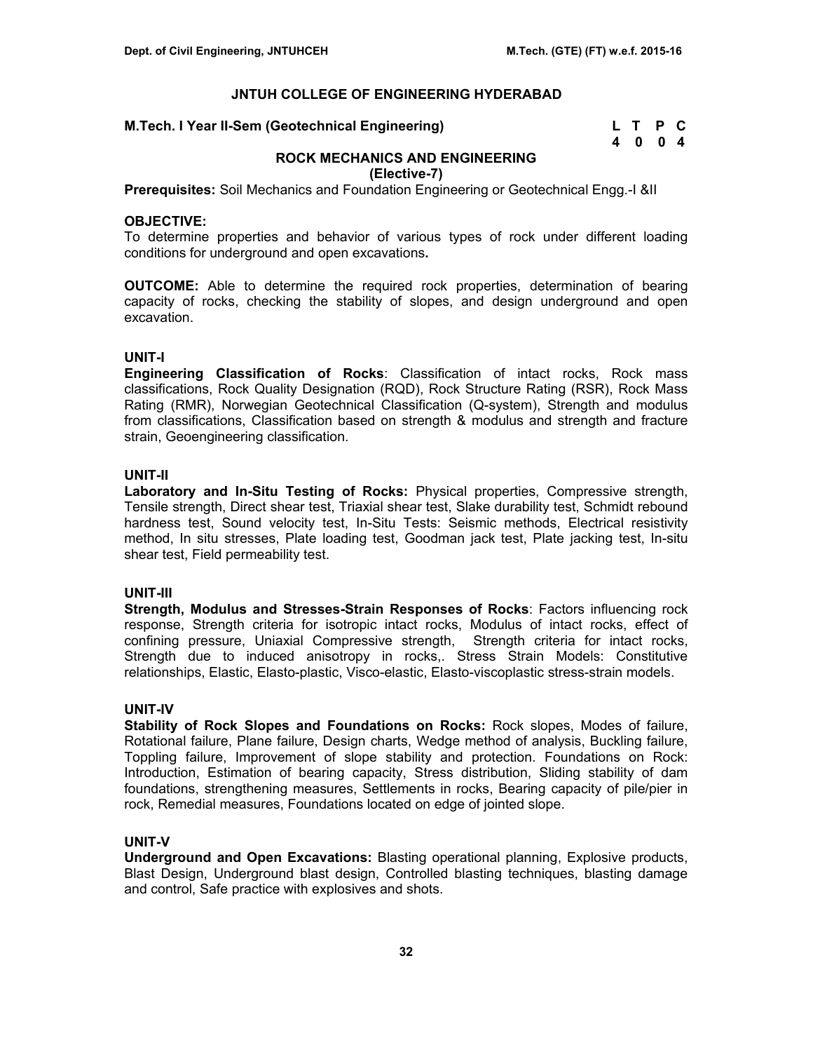## JNTUH COLLEGE OF ENGINEERING HYDERABAD

**M.Tech. I Year II-Sem (Geotechnical Engineering)**

| L | T | P | C |
|---|---|---|---|
| 4 | 0 | 0 | 4 |

### ROCK MECHANICS AND ENGINEERING
**(Elective-7)**

**Prerequisites:** Soil Mechanics and Foundation Engineering or Geotechnical Engg.-I &II

**OBJECTIVE:**
To determine properties and behavior of various types of rock under different loading conditions for underground and open excavations**.**

**OUTCOME:** Able to determine the required rock properties, determination of bearing capacity of rocks, checking the stability of slopes, and design underground and open excavation.

**UNIT-I**
**Engineering Classification of Rocks**: Classification of intact rocks, Rock mass classifications, Rock Quality Designation (RQD), Rock Structure Rating (RSR), Rock Mass Rating (RMR), Norwegian Geotechnical Classification (Q-system), Strength and modulus from classifications, Classification based on strength & modulus and strength and fracture strain, Geoengineering classification.

**UNIT-II**
**Laboratory and In-Situ Testing of Rocks:** Physical properties, Compressive strength, Tensile strength, Direct shear test, Triaxial shear test, Slake durability test, Schmidt rebound hardness test, Sound velocity test, In-Situ Tests: Seismic methods, Electrical resistivity method, In situ stresses, Plate loading test, Goodman jack test, Plate jacking test, In-situ shear test, Field permeability test.

**UNIT-III**
**Strength, Modulus and Stresses-Strain Responses of Rocks**: Factors influencing rock response, Strength criteria for isotropic intact rocks, Modulus of intact rocks, effect of confining pressure, Uniaxial Compressive strength, Strength criteria for intact rocks, Strength due to induced anisotropy in rocks,. Stress Strain Models: Constitutive relationships, Elastic, Elasto-plastic, Visco-elastic, Elasto-viscoplastic stress-strain models.

**UNIT-IV**
**Stability of Rock Slopes and Foundations on Rocks:** Rock slopes, Modes of failure, Rotational failure, Plane failure, Design charts, Wedge method of analysis, Buckling failure, Toppling failure, Improvement of slope stability and protection. Foundations on Rock: Introduction, Estimation of bearing capacity, Stress distribution, Sliding stability of dam foundations, strengthening measures, Settlements in rocks, Bearing capacity of pile/pier in rock, Remedial measures, Foundations located on edge of jointed slope.

**UNIT-V**
**Underground and Open Excavations:** Blasting operational planning, Explosive products, Blast Design, Underground blast design, Controlled blasting techniques, blasting damage and control, Safe practice with explosives and shots.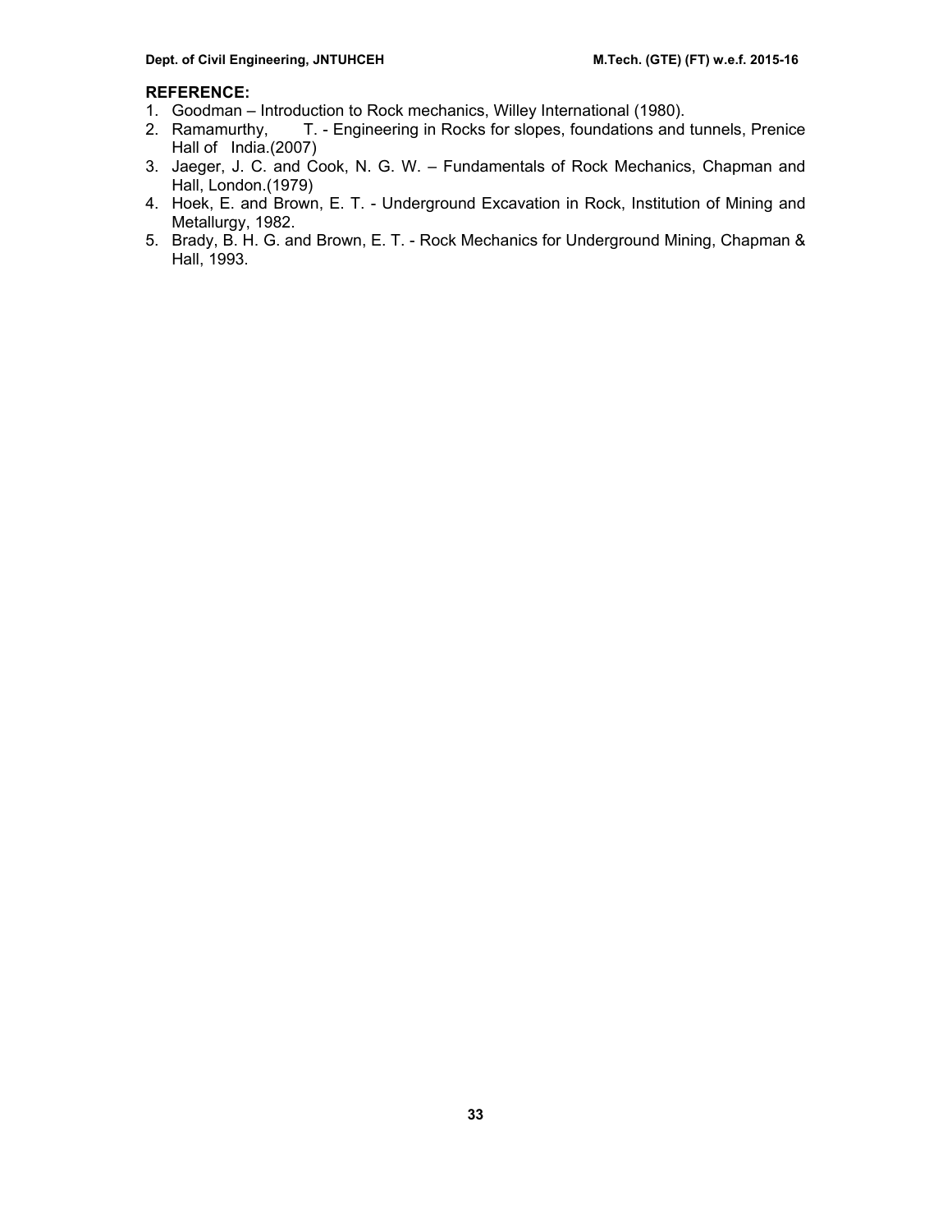**REFERENCE:**

1. Goodman – Introduction to Rock mechanics, Willey International (1980).
2. Ramamurthy, T. - Engineering in Rocks for slopes, foundations and tunnels, Prenice Hall of India.(2007)
3. Jaeger, J. C. and Cook, N. G. W. – Fundamentals of Rock Mechanics, Chapman and Hall, London.(1979)
4. Hoek, E. and Brown, E. T. - Underground Excavation in Rock, Institution of Mining and Metallurgy, 1982.
5. Brady, B. H. G. and Brown, E. T. - Rock Mechanics for Underground Mining, Chapman & Hall, 1993.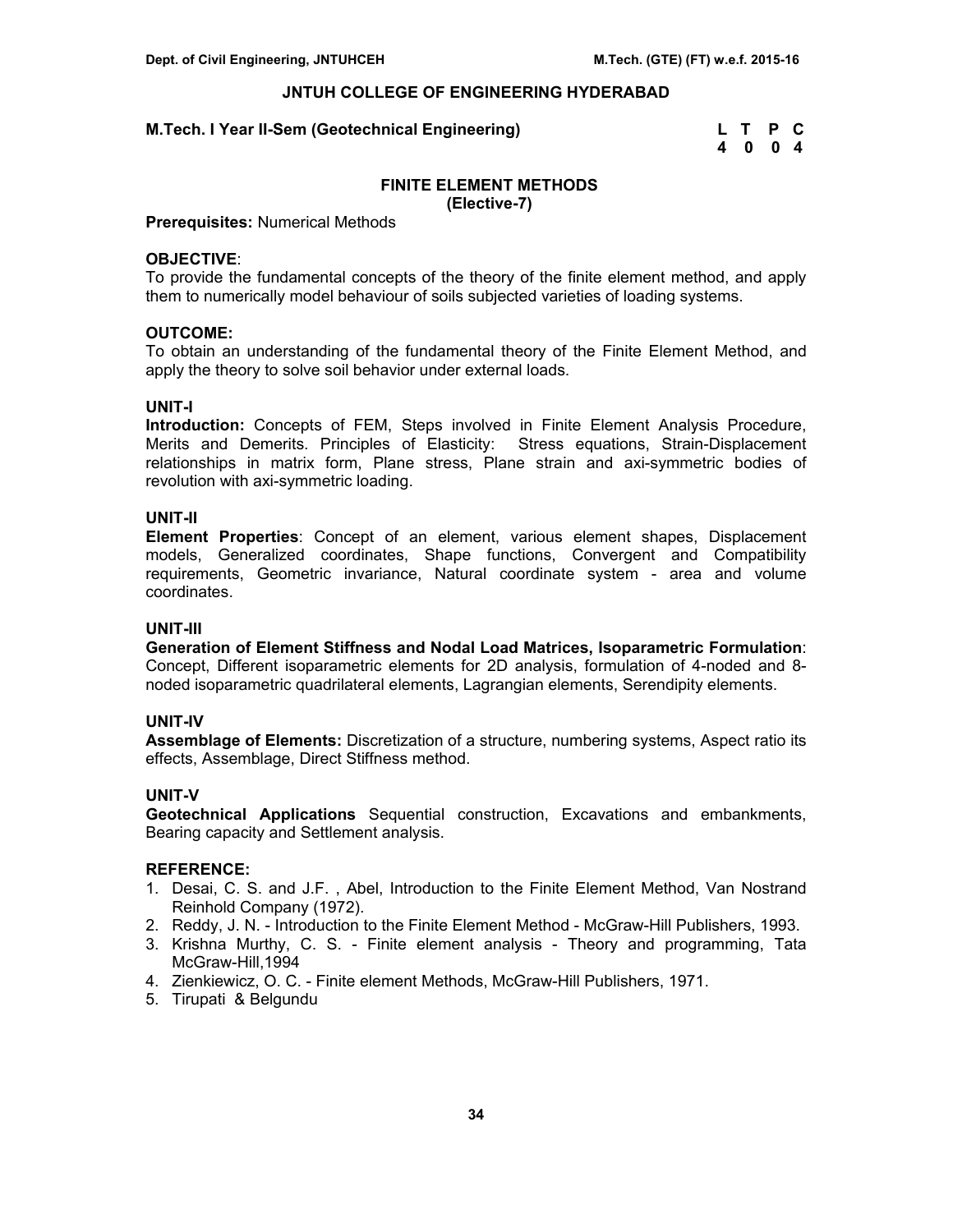# JNTUH COLLEGE OF ENGINEERING HYDERABAD

**M.Tech. I Year II-Sem (Geotechnical Engineering)**

| L | T | P | C |
|---|---|---|---|
| 4 | 0 | 0 | 4 |

## FINITE ELEMENT METHODS
**(Elective-7)**

**Prerequisites:** Numerical Methods

### OBJECTIVE:
To provide the fundamental concepts of the theory of the finite element method, and apply them to numerically model behaviour of soils subjected varieties of loading systems.

### OUTCOME:
To obtain an understanding of the fundamental theory of the Finite Element Method, and apply the theory to solve soil behavior under external loads.

### UNIT-I
**Introduction:** Concepts of FEM, Steps involved in Finite Element Analysis Procedure, Merits and Demerits. Principles of Elasticity: Stress equations, Strain-Displacement relationships in matrix form, Plane stress, Plane strain and axi-symmetric bodies of revolution with axi-symmetric loading.

### UNIT-II
**Element Properties**: Concept of an element, various element shapes, Displacement models, Generalized coordinates, Shape functions, Convergent and Compatibility requirements, Geometric invariance, Natural coordinate system - area and volume coordinates.

### UNIT-III
**Generation of Element Stiffness and Nodal Load Matrices, Isoparametric Formulation**: Concept, Different isoparametric elements for 2D analysis, formulation of 4-noded and 8-noded isoparametric quadrilateral elements, Lagrangian elements, Serendipity elements.

### UNIT-IV
**Assemblage of Elements:** Discretization of a structure, numbering systems, Aspect ratio its effects, Assemblage, Direct Stiffness method.

### UNIT-V
**Geotechnical Applications** Sequential construction, Excavations and embankments, Bearing capacity and Settlement analysis.

### REFERENCE:
1. Desai, C. S. and J.F. , Abel, Introduction to the Finite Element Method, Van Nostrand Reinhold Company (1972).
2. Reddy, J. N. - Introduction to the Finite Element Method - McGraw-Hill Publishers, 1993.
3. Krishna Murthy, C. S. - Finite element analysis - Theory and programming, Tata McGraw-Hill,1994
4. Zienkiewicz, O. C. - Finite element Methods, McGraw-Hill Publishers, 1971.
5. Tirupati & Belgundu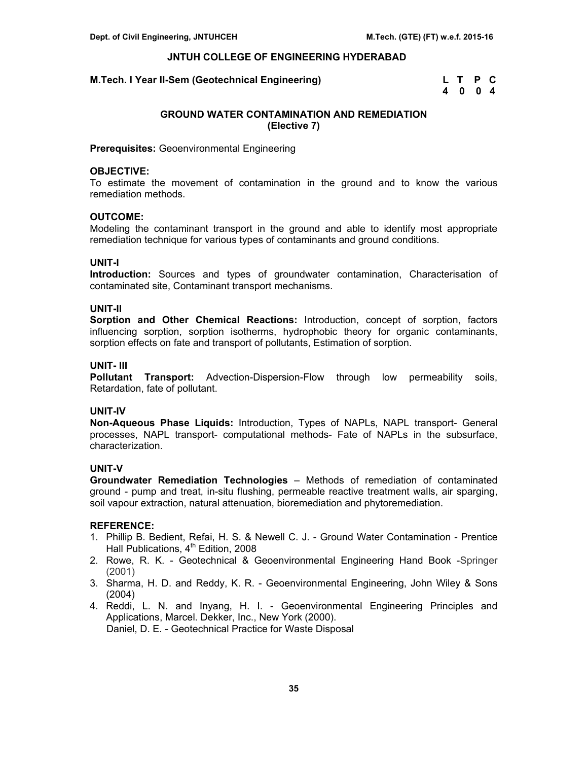## JNTUH COLLEGE OF ENGINEERING HYDERABAD

**M.Tech. I Year II-Sem (Geotechnical Engineering)**

| L | T | P | C |
|---|---|---|---|
| 4 | 0 | 0 | 4 |

### GROUND WATER CONTAMINATION AND REMEDIATION (Elective 7)

**Prerequisites:** Geoenvironmental Engineering

**OBJECTIVE:**
To estimate the movement of contamination in the ground and to know the various remediation methods.

**OUTCOME:**
Modeling the contaminant transport in the ground and able to identify most appropriate remediation technique for various types of contaminants and ground conditions.

**UNIT-I**
**Introduction:** Sources and types of groundwater contamination, Characterisation of contaminated site, Contaminant transport mechanisms.

**UNIT-II**
**Sorption and Other Chemical Reactions:** Introduction, concept of sorption, factors influencing sorption, sorption isotherms, hydrophobic theory for organic contaminants, sorption effects on fate and transport of pollutants, Estimation of sorption.

**UNIT- III**
**Pollutant Transport:** Advection-Dispersion-Flow through low permeability soils, Retardation, fate of pollutant.

**UNIT-IV**
**Non-Aqueous Phase Liquids:** Introduction, Types of NAPLs, NAPL transport- General processes, NAPL transport- computational methods- Fate of NAPLs in the subsurface, characterization.

**UNIT-V**
**Groundwater Remediation Technologies** – Methods of remediation of contaminated ground - pump and treat, in-situ flushing, permeable reactive treatment walls, air sparging, soil vapour extraction, natural attenuation, bioremediation and phytoremediation.

**REFERENCE:**
1. Phillip B. Bedient, Refai, H. S. & Newell C. J. - Ground Water Contamination - Prentice Hall Publications, 4th Edition, 2008
2. Rowe, R. K. - Geotechnical & Geoenvironmental Engineering Hand Book -Springer (2001)
3. Sharma, H. D. and Reddy, K. R. - Geoenvironmental Engineering, John Wiley & Sons (2004)
4. Reddi, L. N. and Inyang, H. I. - Geoenvironmental Engineering Principles and Applications, Marcel. Dekker, Inc., New York (2000).
   Daniel, D. E. - Geotechnical Practice for Waste Disposal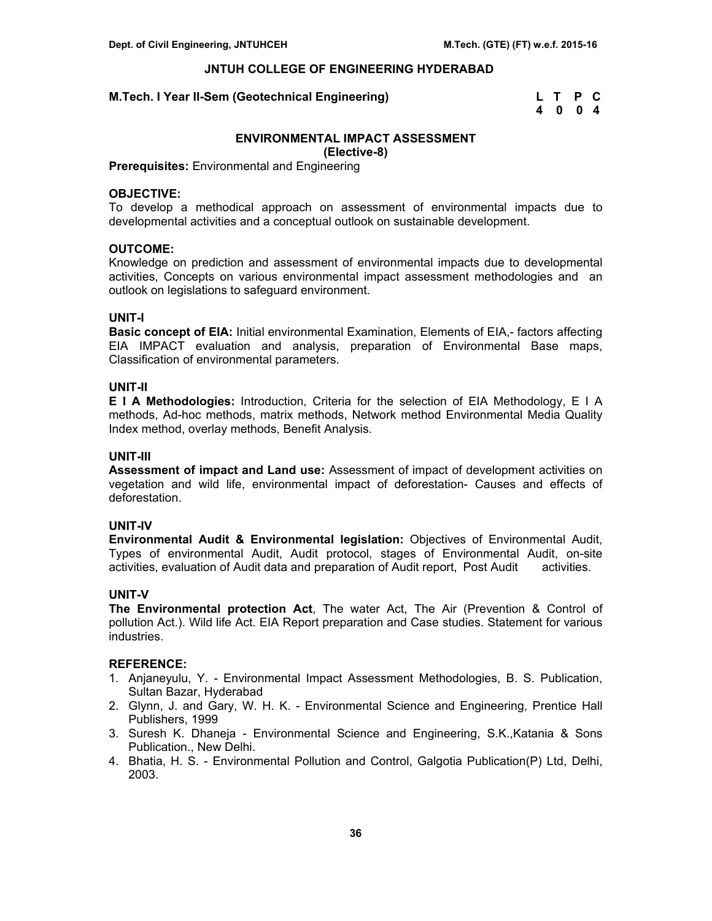## JNTUH COLLEGE OF ENGINEERING HYDERABAD

**M.Tech. I Year II-Sem (Geotechnical Engineering)**

| L | T | P | C |
|---|---|---|---|
| 4 | 0 | 0 | 4 |

### ENVIRONMENTAL IMPACT ASSESSMENT
**(Elective-8)**

**Prerequisites:** Environmental and Engineering

**OBJECTIVE:**
To develop a methodical approach on assessment of environmental impacts due to developmental activities and a conceptual outlook on sustainable development.

**OUTCOME:**
Knowledge on prediction and assessment of environmental impacts due to developmental activities, Concepts on various environmental impact assessment methodologies and an outlook on legislations to safeguard environment.

**UNIT-I**
**Basic concept of EIA:** Initial environmental Examination, Elements of EIA,- factors affecting EIA IMPACT evaluation and analysis, preparation of Environmental Base maps, Classification of environmental parameters.

**UNIT-II**
**E I A Methodologies:** Introduction, Criteria for the selection of EIA Methodology, E I A methods, Ad-hoc methods, matrix methods, Network method Environmental Media Quality Index method, overlay methods, Benefit Analysis.

**UNIT-III**
**Assessment of impact and Land use:** Assessment of impact of development activities on vegetation and wild life, environmental impact of deforestation- Causes and effects of deforestation.

**UNIT-IV**
**Environmental Audit & Environmental legislation:** Objectives of Environmental Audit, Types of environmental Audit, Audit protocol, stages of Environmental Audit, on-site activities, evaluation of Audit data and preparation of Audit report, Post Audit activities.

**UNIT-V**
**The Environmental protection Act**, The water Act, The Air (Prevention & Control of pollution Act.). Wild life Act. EIA Report preparation and Case studies. Statement for various industries.

**REFERENCE:**
1. Anjaneyulu, Y. - Environmental Impact Assessment Methodologies, B. S. Publication, Sultan Bazar, Hyderabad
2. Glynn, J. and Gary, W. H. K. - Environmental Science and Engineering, Prentice Hall Publishers, 1999
3. Suresh K. Dhaneja - Environmental Science and Engineering, S.K.,Katania & Sons Publication., New Delhi.
4. Bhatia, H. S. - Environmental Pollution and Control, Galgotia Publication(P) Ltd, Delhi, 2003.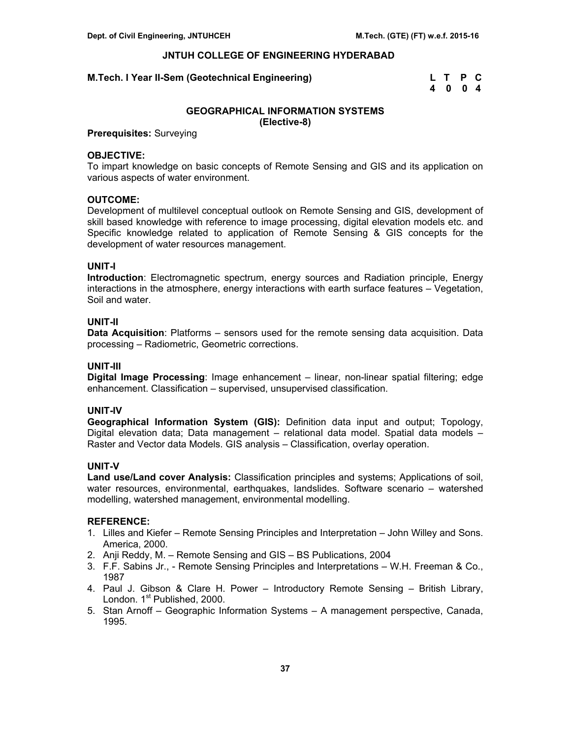## JNTUH COLLEGE OF ENGINEERING HYDERABAD

**M.Tech. I Year II-Sem (Geotechnical Engineering)**

| L | T | P | C |
|---|---|---|---|
| 4 | 0 | 0 | 4 |

### GEOGRAPHICAL INFORMATION SYSTEMS
**(Elective-8)**

**Prerequisites:** Surveying

**OBJECTIVE:**
To impart knowledge on basic concepts of Remote Sensing and GIS and its application on various aspects of water environment.

**OUTCOME:**
Development of multilevel conceptual outlook on Remote Sensing and GIS, development of skill based knowledge with reference to image processing, digital elevation models etc. and Specific knowledge related to application of Remote Sensing & GIS concepts for the development of water resources management.

**UNIT-I**
**Introduction**: Electromagnetic spectrum, energy sources and Radiation principle, Energy interactions in the atmosphere, energy interactions with earth surface features – Vegetation, Soil and water.

**UNIT-II**
**Data Acquisition**: Platforms – sensors used for the remote sensing data acquisition. Data processing – Radiometric, Geometric corrections.

**UNIT-III**
**Digital Image Processing**: Image enhancement – linear, non-linear spatial filtering; edge enhancement. Classification – supervised, unsupervised classification.

**UNIT-IV**
**Geographical Information System (GIS):** Definition data input and output; Topology, Digital elevation data; Data management – relational data model. Spatial data models – Raster and Vector data Models. GIS analysis – Classification, overlay operation.

**UNIT-V**
**Land use/Land cover Analysis:** Classification principles and systems; Applications of soil, water resources, environmental, earthquakes, landslides. Software scenario – watershed modelling, watershed management, environmental modelling.

**REFERENCE:**
1. Lilles and Kiefer – Remote Sensing Principles and Interpretation – John Willey and Sons. America, 2000.
2. Anji Reddy, M. – Remote Sensing and GIS – BS Publications, 2004
3. F.F. Sabins Jr., - Remote Sensing Principles and Interpretations – W.H. Freeman & Co., 1987
4. Paul J. Gibson & Clare H. Power – Introductory Remote Sensing – British Library, London. 1st Published, 2000.
5. Stan Arnoff – Geographic Information Systems – A management perspective, Canada, 1995.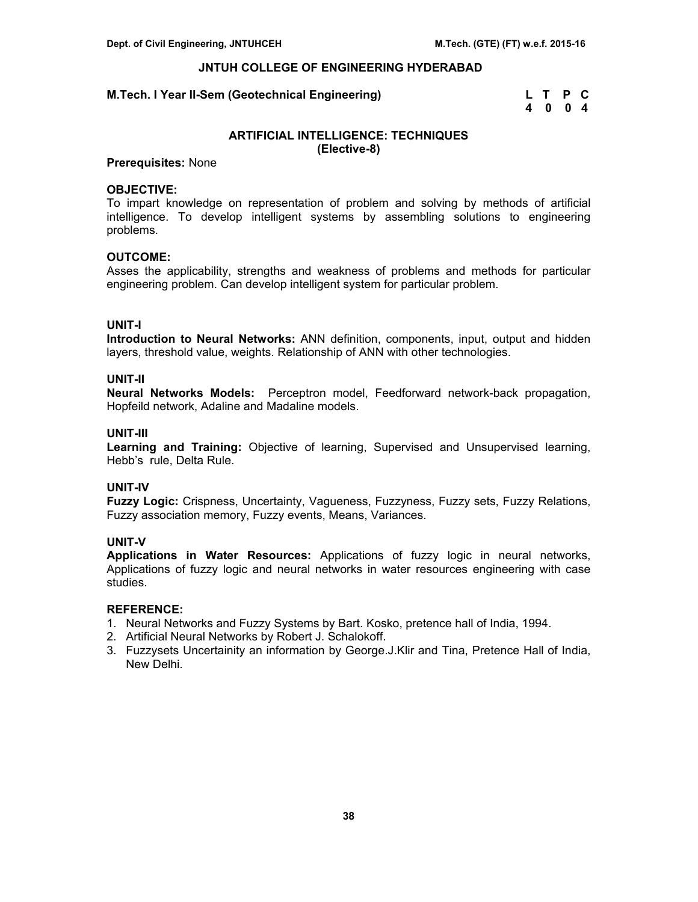## JNTUH COLLEGE OF ENGINEERING HYDERABAD

**M.Tech. I Year II-Sem (Geotechnical Engineering)**

| L | T | P | C |
|---|---|---|---|
| 4 | 0 | 0 | 4 |

### ARTIFICIAL INTELLIGENCE: TECHNIQUES
**(Elective-8)**

**Prerequisites:** None

**OBJECTIVE:**
To impart knowledge on representation of problem and solving by methods of artificial intelligence. To develop intelligent systems by assembling solutions to engineering problems.

**OUTCOME:**
Asses the applicability, strengths and weakness of problems and methods for particular engineering problem. Can develop intelligent system for particular problem.

**UNIT-I**
**Introduction to Neural Networks:** ANN definition, components, input, output and hidden layers, threshold value, weights. Relationship of ANN with other technologies.

**UNIT-II**
**Neural Networks Models:** Perceptron model, Feedforward network-back propagation, Hopfeild network, Adaline and Madaline models.

**UNIT-III**
**Learning and Training:** Objective of learning, Supervised and Unsupervised learning, Hebb's rule, Delta Rule.

**UNIT-IV**
**Fuzzy Logic:** Crispness, Uncertainty, Vagueness, Fuzzyness, Fuzzy sets, Fuzzy Relations, Fuzzy association memory, Fuzzy events, Means, Variances.

**UNIT-V**
**Applications in Water Resources:** Applications of fuzzy logic in neural networks, Applications of fuzzy logic and neural networks in water resources engineering with case studies.

**REFERENCE:**
1. Neural Networks and Fuzzy Systems by Bart. Kosko, pretence hall of India, 1994.
2. Artificial Neural Networks by Robert J. Schalokoff.
3. Fuzzysets Uncertainity an information by George.J.Klir and Tina, Pretence Hall of India, New Delhi.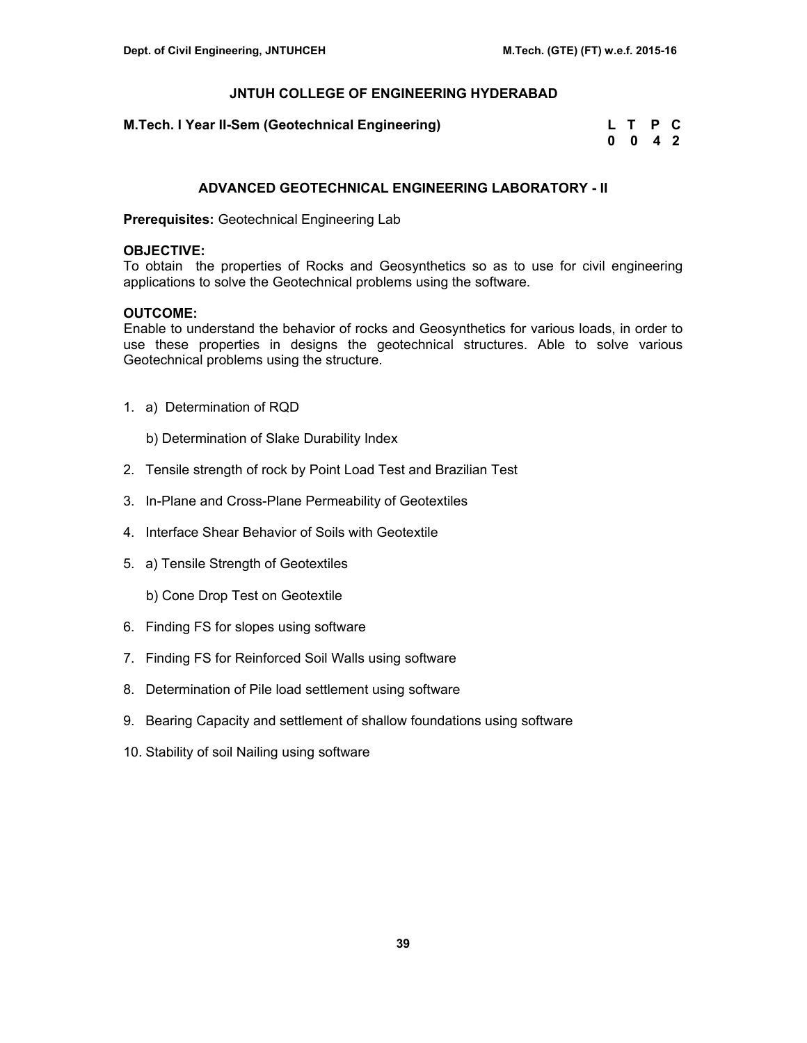**JNTUH COLLEGE OF ENGINEERING HYDERABAD**

**M.Tech. I Year II-Sem (Geotechnical Engineering)**

| L | T | P | C |
|---|---|---|---|
| 0 | 0 | 4 | 2 |

## ADVANCED GEOTECHNICAL ENGINEERING LABORATORY - II

**Prerequisites:** Geotechnical Engineering Lab

**OBJECTIVE:**
To obtain the properties of Rocks and Geosynthetics so as to use for civil engineering applications to solve the Geotechnical problems using the software.

**OUTCOME:**
Enable to understand the behavior of rocks and Geosynthetics for various loads, in order to use these properties in designs the geotechnical structures. Able to solve various Geotechnical problems using the structure.

1. a) Determination of RQD

   b) Determination of Slake Durability Index
2. Tensile strength of rock by Point Load Test and Brazilian Test
3. In-Plane and Cross-Plane Permeability of Geotextiles
4. Interface Shear Behavior of Soils with Geotextile
5. a) Tensile Strength of Geotextiles

   b) Cone Drop Test on Geotextile
6. Finding FS for slopes using software
7. Finding FS for Reinforced Soil Walls using software
8. Determination of Pile load settlement using software
9. Bearing Capacity and settlement of shallow foundations using software
10. Stability of soil Nailing using software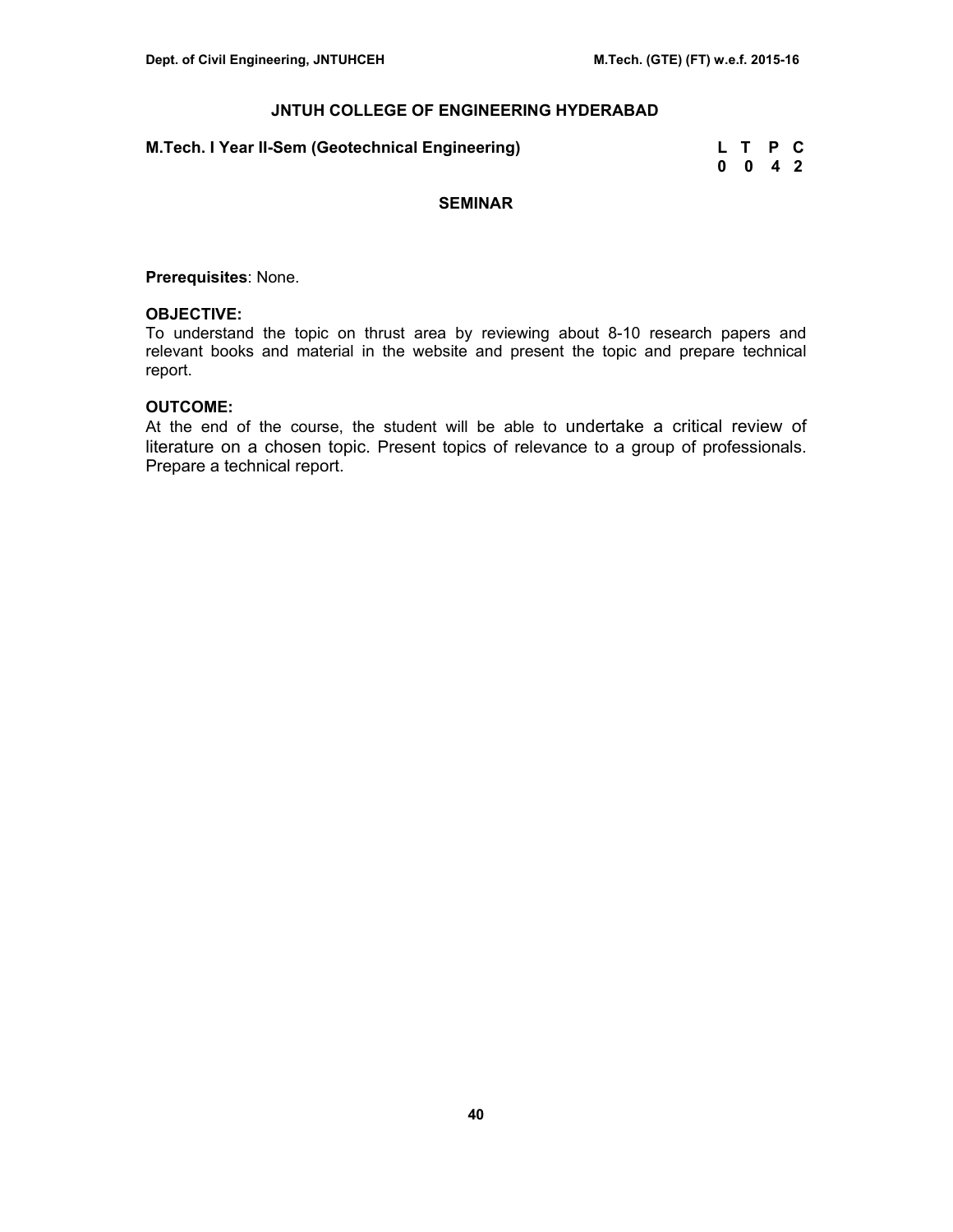## JNTUH COLLEGE OF ENGINEERING HYDERABAD

**M.Tech. I Year II-Sem (Geotechnical Engineering)**

| L | T | P | C |
|---|---|---|---|
| 0 | 0 | 4 | 2 |

### SEMINAR

**Prerequisites**: None.

**OBJECTIVE:**

To understand the topic on thrust area by reviewing about 8-10 research papers and relevant books and material in the website and present the topic and prepare technical report.

**OUTCOME:**

At the end of the course, the student will be able to undertake a critical review of literature on a chosen topic. Present topics of relevance to a group of professionals. Prepare a technical report.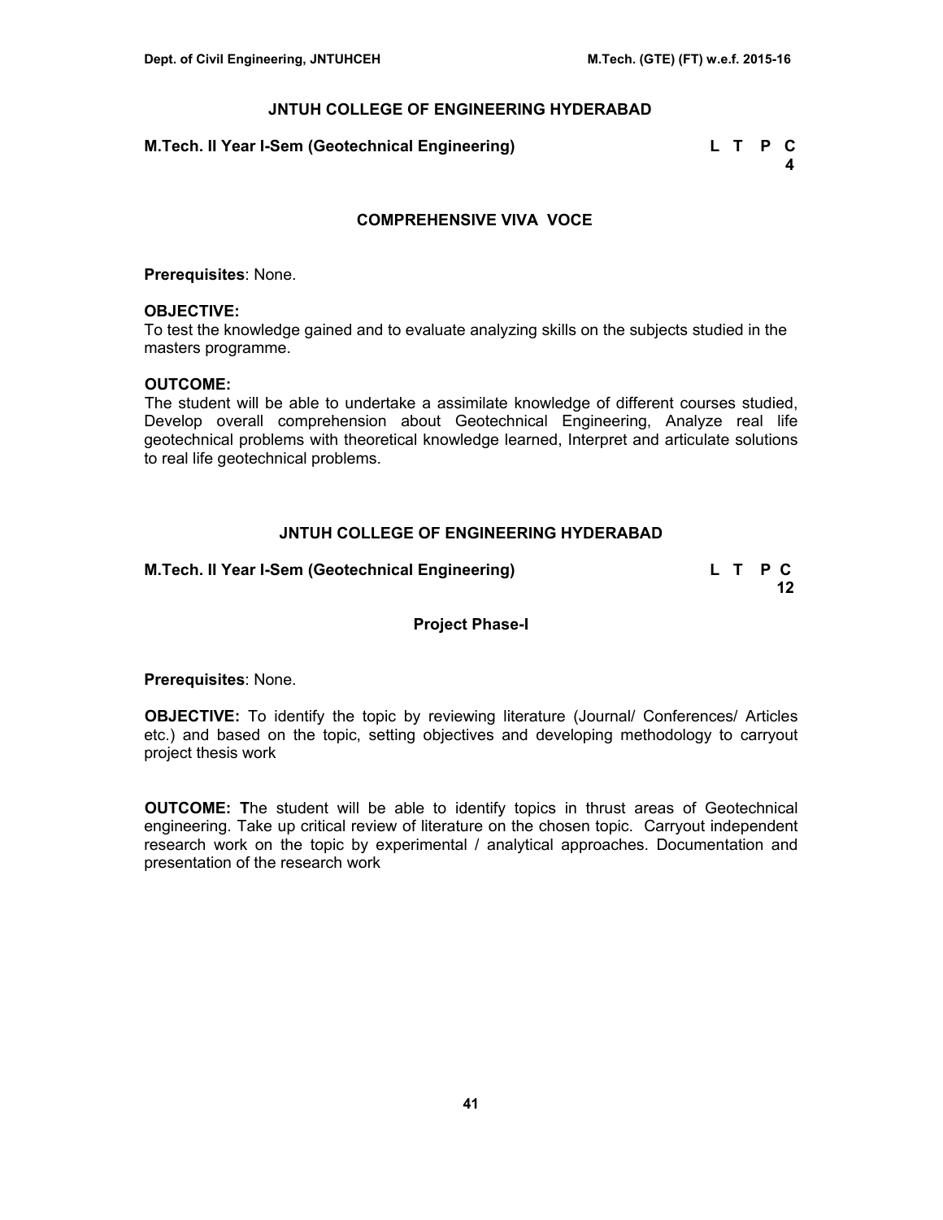## JNTUH COLLEGE OF ENGINEERING HYDERABAD

**M.Tech. II Year I-Sem (Geotechnical Engineering)**

| L | T | P | C |
|---|---|---|---|
| | | | 4 |

### COMPREHENSIVE VIVA VOCE

**Prerequisites**: None.

**OBJECTIVE:**
To test the knowledge gained and to evaluate analyzing skills on the subjects studied in the masters programme.

**OUTCOME:**
The student will be able to undertake a assimilate knowledge of different courses studied, Develop overall comprehension about Geotechnical Engineering, Analyze real life geotechnical problems with theoretical knowledge learned, Interpret and articulate solutions to real life geotechnical problems.

## JNTUH COLLEGE OF ENGINEERING HYDERABAD

**M.Tech. II Year I-Sem (Geotechnical Engineering)**

| L | T | P | C |
|---|---|---|---|
| | | | 12 |

### Project Phase-I

**Prerequisites**: None.

**OBJECTIVE:** To identify the topic by reviewing literature (Journal/ Conferences/ Articles etc.) and based on the topic, setting objectives and developing methodology to carryout project thesis work

**OUTCOME: T**he student will be able to identify topics in thrust areas of Geotechnical engineering. Take up critical review of literature on the chosen topic. Carryout independent research work on the topic by experimental / analytical approaches. Documentation and presentation of the research work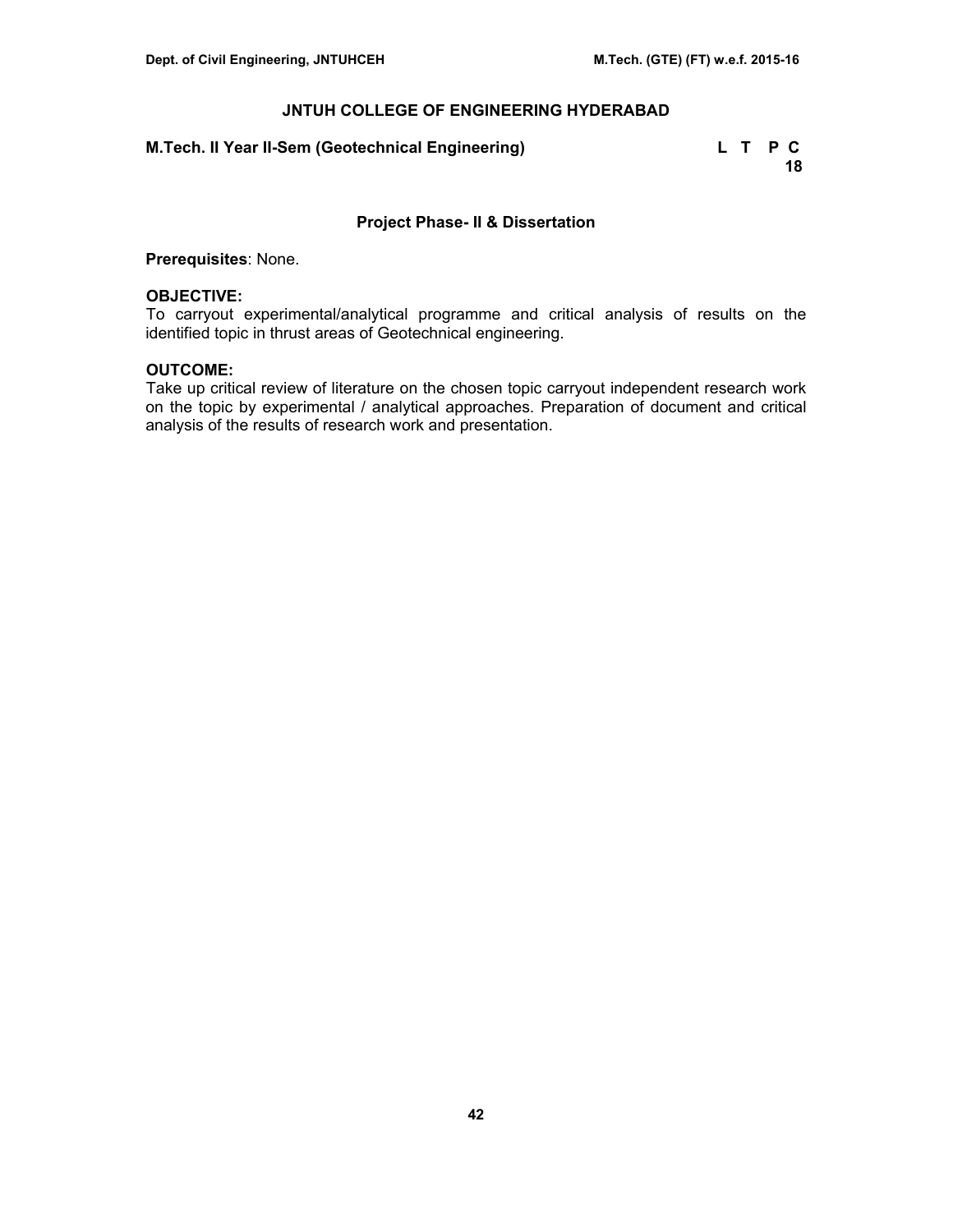## JNTUH COLLEGE OF ENGINEERING HYDERABAD

**M.Tech. II Year II-Sem (Geotechnical Engineering)**

| L | T | P | C |
|---|---|---|---|
| | | | 18 |

### Project Phase- II & Dissertation

**Prerequisites**: None.

**OBJECTIVE:**
To carryout experimental/analytical programme and critical analysis of results on the identified topic in thrust areas of Geotechnical engineering.

**OUTCOME:**
Take up critical review of literature on the chosen topic carryout independent research work on the topic by experimental / analytical approaches. Preparation of document and critical analysis of the results of research work and presentation.